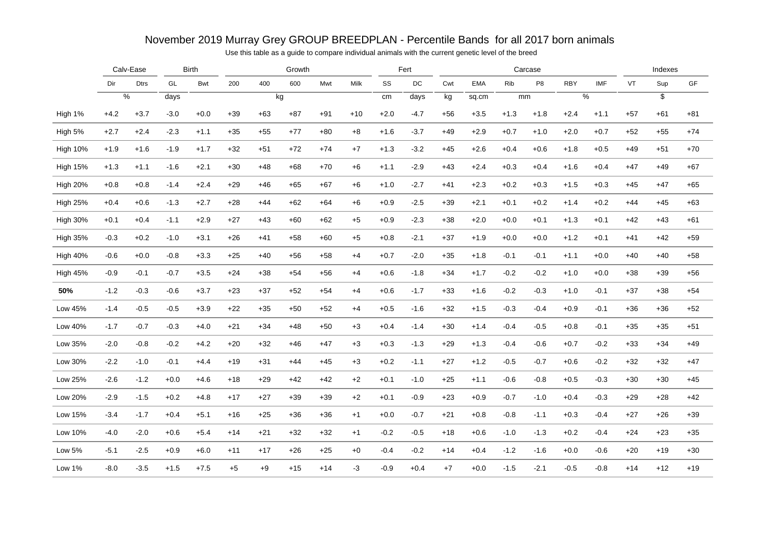# November 2019 Murray Grey GROUP BREEDPLAN - Percentile Bands for all 2017 born animals

Use this table as a guide to compare individual animals with the current genetic level of the breed

| | Calv-Ease | | Birth | | Growth | | | | | Fert | | Carcase | | | | | | Indexes | | |
|---|---|---|---|---|---|---|---|---|---|---|---|---|---|---|---|---|---|---|---|---|
| | Dir | Dtrs | GL | Bwt | 200 | 400 | 600 | Mwt | Milk | SS | DC | Cwt | EMA | Rib | P8 | RBY | IMF | VT | Sup | GF |
| | % | | days | kg | | | | | | cm | days | kg | sq.cm | mm | | % | | $ | | |
| High 1% | +4.2 | +3.7 | -3.0 | +0.0 | +39 | +63 | +87 | +91 | +10 | +2.0 | -4.7 | +56 | +3.5 | +1.3 | +1.8 | +2.4 | +1.1 | +57 | +61 | +81 |
| High 5% | +2.7 | +2.4 | -2.3 | +1.1 | +35 | +55 | +77 | +80 | +8 | +1.6 | -3.7 | +49 | +2.9 | +0.7 | +1.0 | +2.0 | +0.7 | +52 | +55 | +74 |
| High 10% | +1.9 | +1.6 | -1.9 | +1.7 | +32 | +51 | +72 | +74 | +7 | +1.3 | -3.2 | +45 | +2.6 | +0.4 | +0.6 | +1.8 | +0.5 | +49 | +51 | +70 |
| High 15% | +1.3 | +1.1 | -1.6 | +2.1 | +30 | +48 | +68 | +70 | +6 | +1.1 | -2.9 | +43 | +2.4 | +0.3 | +0.4 | +1.6 | +0.4 | +47 | +49 | +67 |
| High 20% | +0.8 | +0.8 | -1.4 | +2.4 | +29 | +46 | +65 | +67 | +6 | +1.0 | -2.7 | +41 | +2.3 | +0.2 | +0.3 | +1.5 | +0.3 | +45 | +47 | +65 |
| High 25% | +0.4 | +0.6 | -1.3 | +2.7 | +28 | +44 | +62 | +64 | +6 | +0.9 | -2.5 | +39 | +2.1 | +0.1 | +0.2 | +1.4 | +0.2 | +44 | +45 | +63 |
| High 30% | +0.1 | +0.4 | -1.1 | +2.9 | +27 | +43 | +60 | +62 | +5 | +0.9 | -2.3 | +38 | +2.0 | +0.0 | +0.1 | +1.3 | +0.1 | +42 | +43 | +61 |
| High 35% | -0.3 | +0.2 | -1.0 | +3.1 | +26 | +41 | +58 | +60 | +5 | +0.8 | -2.1 | +37 | +1.9 | +0.0 | +0.0 | +1.2 | +0.1 | +41 | +42 | +59 |
| High 40% | -0.6 | +0.0 | -0.8 | +3.3 | +25 | +40 | +56 | +58 | +4 | +0.7 | -2.0 | +35 | +1.8 | -0.1 | -0.1 | +1.1 | +0.0 | +40 | +40 | +58 |
| High 45% | -0.9 | -0.1 | -0.7 | +3.5 | +24 | +38 | +54 | +56 | +4 | +0.6 | -1.8 | +34 | +1.7 | -0.2 | -0.2 | +1.0 | +0.0 | +38 | +39 | +56 |
| **50%** | -1.2 | -0.3 | -0.6 | +3.7 | +23 | +37 | +52 | +54 | +4 | +0.6 | -1.7 | +33 | +1.6 | -0.2 | -0.3 | +1.0 | -0.1 | +37 | +38 | +54 |
| Low 45% | -1.4 | -0.5 | -0.5 | +3.9 | +22 | +35 | +50 | +52 | +4 | +0.5 | -1.6 | +32 | +1.5 | -0.3 | -0.4 | +0.9 | -0.1 | +36 | +36 | +52 |
| Low 40% | -1.7 | -0.7 | -0.3 | +4.0 | +21 | +34 | +48 | +50 | +3 | +0.4 | -1.4 | +30 | +1.4 | -0.4 | -0.5 | +0.8 | -0.1 | +35 | +35 | +51 |
| Low 35% | -2.0 | -0.8 | -0.2 | +4.2 | +20 | +32 | +46 | +47 | +3 | +0.3 | -1.3 | +29 | +1.3 | -0.4 | -0.6 | +0.7 | -0.2 | +33 | +34 | +49 |
| Low 30% | -2.2 | -1.0 | -0.1 | +4.4 | +19 | +31 | +44 | +45 | +3 | +0.2 | -1.1 | +27 | +1.2 | -0.5 | -0.7 | +0.6 | -0.2 | +32 | +32 | +47 |
| Low 25% | -2.6 | -1.2 | +0.0 | +4.6 | +18 | +29 | +42 | +42 | +2 | +0.1 | -1.0 | +25 | +1.1 | -0.6 | -0.8 | +0.5 | -0.3 | +30 | +30 | +45 |
| Low 20% | -2.9 | -1.5 | +0.2 | +4.8 | +17 | +27 | +39 | +39 | +2 | +0.1 | -0.9 | +23 | +0.9 | -0.7 | -1.0 | +0.4 | -0.3 | +29 | +28 | +42 |
| Low 15% | -3.4 | -1.7 | +0.4 | +5.1 | +16 | +25 | +36 | +36 | +1 | +0.0 | -0.7 | +21 | +0.8 | -0.8 | -1.1 | +0.3 | -0.4 | +27 | +26 | +39 |
| Low 10% | -4.0 | -2.0 | +0.6 | +5.4 | +14 | +21 | +32 | +32 | +1 | -0.2 | -0.5 | +18 | +0.6 | -1.0 | -1.3 | +0.2 | -0.4 | +24 | +23 | +35 |
| Low 5% | -5.1 | -2.5 | +0.9 | +6.0 | +11 | +17 | +26 | +25 | +0 | -0.4 | -0.2 | +14 | +0.4 | -1.2 | -1.6 | +0.0 | -0.6 | +20 | +19 | +30 |
| Low 1% | -8.0 | -3.5 | +1.5 | +7.5 | +5 | +9 | +15 | +14 | -3 | -0.9 | +0.4 | +7 | +0.0 | -1.5 | -2.1 | -0.5 | -0.8 | +14 | +12 | +19 |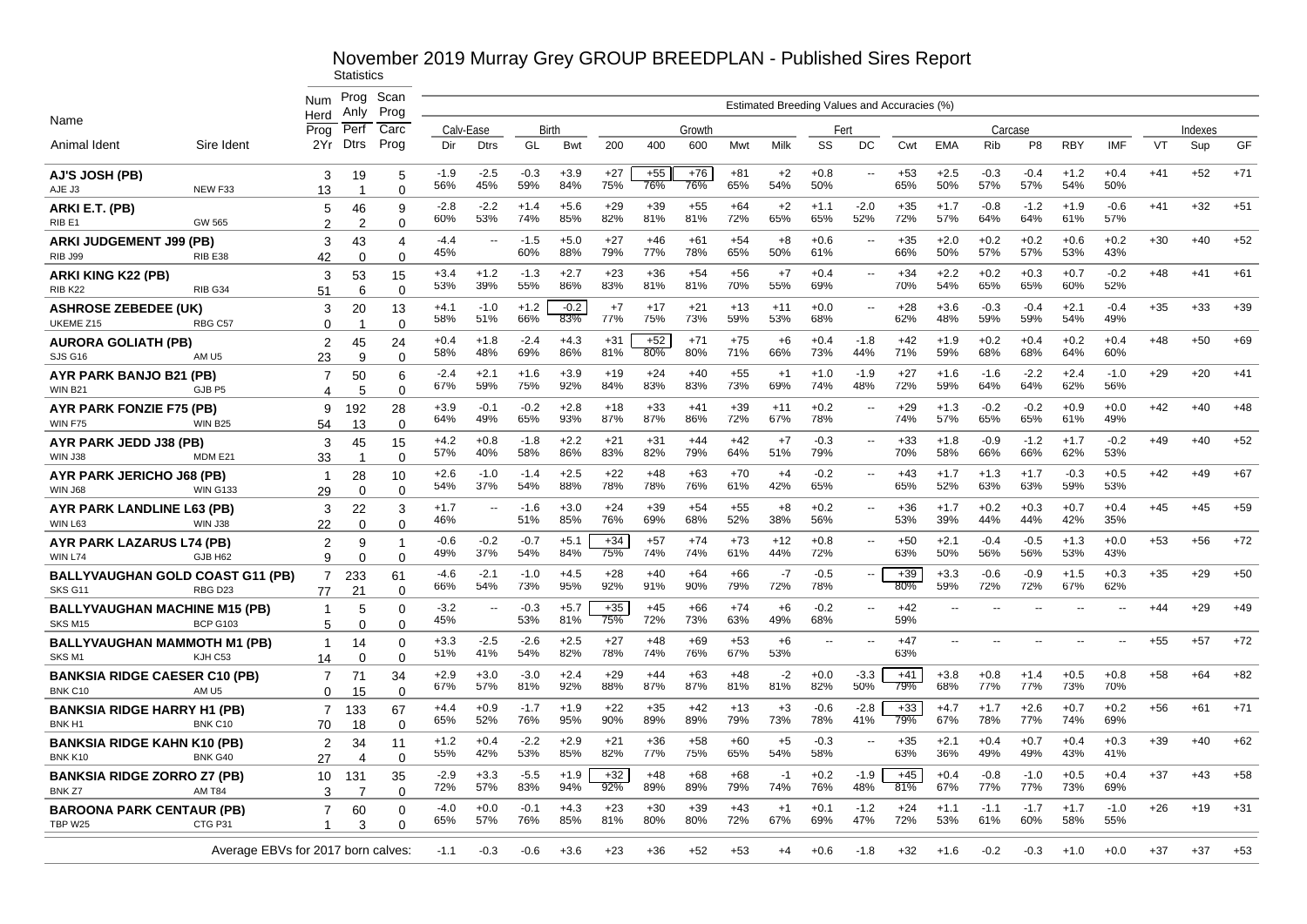# November 2019 Murray Grey GROUP BREEDPLAN - Published Sires Report

Statistics

| Name | | Num Herd Prog 2Yr | Prog Anly Perf Dtrs | Scan Prog Carc Prog | Calv-Ease Dir | Calv-Ease Dtrs | Birth GL | Birth Bwt | Growth 200 | Growth 400 | Growth 600 | Growth Mwt | Milk | Fert SS | Fert DC | Carcase Cwt | Carcase EMA | Carcase Rib | Carcase P8 | Carcase RBY | Carcase IMF | Indexes VT | Indexes Sup | Indexes GF |
|---|---|---|---|---|---|---|---|---|---|---|---|---|---|---|---|---|---|---|---|---|---|---|---|---|
| Animal Ident | Sire Ident | | | | | | | | | | | | | | | | | | | | | | | |
| **AJ'S JOSH (PB)** | | 3 | 19 | 5 | -1.9 | -2.5 | -0.3 | +3.9 | +27 | +55 | +76 | +81 | +2 | +0.8 | -- | +53 | +2.5 | -0.3 | -0.4 | +1.2 | +0.4 | +41 | +52 | +71 |
| AJE J3 | NEW F33 | 13 | 1 | 0 | 56% | 45% | 59% | 84% | 75% | 76% | 76% | 65% | 54% | 50% | | 65% | 50% | 57% | 57% | 54% | 50% | | | |
| **ARKI E.T. (PB)** | | 5 | 46 | 9 | -2.8 | -2.2 | +1.4 | +5.6 | +29 | +39 | +55 | +64 | +2 | +1.1 | -2.0 | +35 | +1.7 | -0.8 | -1.2 | +1.9 | -0.6 | +41 | +32 | +51 |
| RIB E1 | GW 565 | 2 | 2 | 0 | 60% | 53% | 74% | 85% | 82% | 81% | 81% | 72% | 65% | 65% | 52% | 72% | 57% | 64% | 64% | 61% | 57% | | | |
| **ARKI JUDGEMENT J99 (PB)** | | 3 | 43 | 4 | -4.4 | -- | -1.5 | +5.0 | +27 | +46 | +61 | +54 | +8 | +0.6 | -- | +35 | +2.0 | +0.2 | +0.2 | +0.6 | +0.2 | +30 | +40 | +52 |
| RIB J99 | RIB E38 | 42 | 0 | 0 | 45% | | 60% | 88% | 79% | 77% | 78% | 65% | 50% | 61% | | 66% | 50% | 57% | 57% | 53% | 43% | | | |
| **ARKI KING K22 (PB)** | | 3 | 53 | 15 | +3.4 | +1.2 | -1.3 | +2.7 | +23 | +36 | +54 | +56 | +7 | +0.4 | -- | +34 | +2.2 | +0.2 | +0.3 | +0.7 | -0.2 | +48 | +41 | +61 |
| RIB K22 | RIB G34 | 51 | 6 | 0 | 53% | 39% | 55% | 86% | 83% | 81% | 81% | 70% | 55% | 69% | | 70% | 54% | 65% | 65% | 60% | 52% | | | |
| **ASHROSE ZEBEDEE (UK)** | | 3 | 20 | 13 | +4.1 | -1.0 | +1.2 | -0.2 | +7 | +17 | +21 | +13 | +11 | +0.0 | -- | +28 | +3.6 | -0.3 | -0.4 | +2.1 | -0.4 | +35 | +33 | +39 |
| UKEME Z15 | RBG C57 | 0 | 1 | 0 | 58% | 51% | 66% | 83% | 77% | 75% | 73% | 59% | 53% | 68% | | 62% | 48% | 59% | 59% | 54% | 49% | | | |
| **AURORA GOLIATH (PB)** | | 2 | 45 | 24 | +0.4 | +1.8 | -2.4 | +4.3 | +31 | +52 | +71 | +75 | +6 | +0.4 | -1.8 | +42 | +1.9 | +0.2 | +0.4 | +0.2 | +0.4 | +48 | +50 | +69 |
| SJS G16 | AM U5 | 23 | 9 | 0 | 58% | 48% | 69% | 86% | 81% | 80% | 80% | 71% | 66% | 73% | 44% | 71% | 59% | 68% | 68% | 64% | 60% | | | |
| **AYR PARK BANJO B21 (PB)** | | 7 | 50 | 6 | -2.4 | +2.1 | +1.6 | +3.9 | +19 | +24 | +40 | +55 | +1 | +1.0 | -1.9 | +27 | +1.6 | -1.6 | -2.2 | +2.4 | -1.0 | +29 | +20 | +41 |
| WIN B21 | GJB P5 | 4 | 5 | 0 | 67% | 59% | 75% | 92% | 84% | 83% | 83% | 73% | 69% | 74% | 48% | 72% | 59% | 64% | 64% | 62% | 56% | | | |
| **AYR PARK FONZIE F75 (PB)** | | 9 | 192 | 28 | +3.9 | -0.1 | -0.2 | +2.8 | +18 | +33 | +41 | +39 | +11 | +0.2 | -- | +29 | +1.3 | -0.2 | -0.2 | +0.9 | +0.0 | +42 | +40 | +48 |
| WIN F75 | WIN B25 | 54 | 13 | 0 | 64% | 49% | 65% | 93% | 87% | 87% | 86% | 72% | 67% | 78% | | 74% | 57% | 65% | 65% | 61% | 49% | | | |
| **AYR PARK JEDD J38 (PB)** | | 3 | 45 | 15 | +4.2 | +0.8 | -1.8 | +2.2 | +21 | +31 | +44 | +42 | +7 | -0.3 | -- | +33 | +1.8 | -0.9 | -1.2 | +1.7 | -0.2 | +49 | +40 | +52 |
| WIN J38 | MDM E21 | 33 | 1 | 0 | 57% | 40% | 58% | 86% | 83% | 82% | 79% | 64% | 51% | 79% | | 70% | 58% | 66% | 66% | 62% | 53% | | | |
| **AYR PARK JERICHO J68 (PB)** | | 1 | 28 | 10 | +2.6 | -1.0 | -1.4 | +2.5 | +22 | +48 | +63 | +70 | +4 | -0.2 | -- | +43 | +1.7 | +1.3 | +1.7 | -0.3 | +0.5 | +42 | +49 | +67 |
| WIN J68 | WIN G133 | 29 | 0 | 0 | 54% | 37% | 54% | 88% | 78% | 78% | 76% | 61% | 42% | 65% | | 65% | 52% | 63% | 63% | 59% | 53% | | | |
| **AYR PARK LANDLINE L63 (PB)** | | 3 | 22 | 3 | +1.7 | -- | -1.6 | +3.0 | +24 | +39 | +54 | +55 | +8 | +0.2 | -- | +36 | +1.7 | +0.2 | +0.3 | +0.7 | +0.4 | +45 | +45 | +59 |
| WIN L63 | WIN J38 | 22 | 0 | 0 | 46% | | 51% | 85% | 76% | 69% | 68% | 52% | 38% | 56% | | 53% | 39% | 44% | 44% | 42% | 35% | | | |
| **AYR PARK LAZARUS L74 (PB)** | | 2 | 9 | 1 | -0.6 | -0.2 | -0.7 | +5.1 | +34 | +57 | +74 | +73 | +12 | +0.8 | -- | +50 | +2.1 | -0.4 | -0.5 | +1.3 | +0.0 | +53 | +56 | +72 |
| WIN L74 | GJB H62 | 9 | 0 | 0 | 49% | 37% | 54% | 84% | 75% | 74% | 74% | 61% | 44% | 72% | | 63% | 50% | 56% | 56% | 53% | 43% | | | |
| **BALLYVAUGHAN GOLD COAST G11 (PB)** | | 7 | 233 | 61 | -4.6 | -2.1 | -1.0 | +4.5 | +28 | +40 | +64 | +66 | -7 | -0.5 | -- | +39 | +3.3 | -0.6 | -0.9 | +1.5 | +0.3 | +35 | +29 | +50 |
| SKS G11 | RBG D23 | 77 | 21 | 0 | 66% | 54% | 73% | 95% | 92% | 91% | 90% | 79% | 72% | 78% | | 80% | 59% | 72% | 72% | 67% | 62% | | | |
| **BALLYVAUGHAN MACHINE M15 (PB)** | | 1 | 5 | 0 | -3.2 | -- | -0.3 | +5.7 | +35 | +45 | +66 | +74 | +6 | -0.2 | -- | +42 | -- | -- | -- | -- | -- | +44 | +29 | +49 |
| SKS M15 | BCP G103 | 5 | 0 | 0 | 45% | | 53% | 81% | 75% | 72% | 73% | 63% | 49% | 68% | | 59% | | | | | | | | |
| **BALLYVAUGHAN MAMMOTH M1 (PB)** | | 1 | 14 | 0 | +3.3 | -2.5 | -2.6 | +2.5 | +27 | +48 | +69 | +53 | +6 | -- | -- | +47 | -- | -- | -- | -- | -- | +55 | +57 | +72 |
| SKS M1 | KJH C53 | 14 | 0 | 0 | 51% | 41% | 54% | 82% | 78% | 74% | 76% | 67% | 53% | | | 63% | | | | | | | | |
| **BANKSIA RIDGE CAESER C10 (PB)** | | 7 | 71 | 34 | +2.9 | +3.0 | -3.0 | +2.4 | +29 | +44 | +63 | +48 | -2 | +0.0 | -3.3 | +41 | +3.8 | +0.8 | +1.4 | +0.5 | +0.8 | +58 | +64 | +82 |
| BNK C10 | AM U5 | 0 | 15 | 0 | 67% | 57% | 81% | 92% | 88% | 87% | 87% | 81% | 81% | 82% | 50% | 79% | 68% | 77% | 77% | 73% | 70% | | | |
| **BANKSIA RIDGE HARRY H1 (PB)** | | 7 | 133 | 67 | +4.4 | +0.9 | -1.7 | +1.9 | +22 | +35 | +42 | +13 | +3 | -0.6 | -2.8 | +33 | +4.7 | +1.7 | +2.6 | +0.7 | +0.2 | +56 | +61 | +71 |
| BNK H1 | BNK C10 | 70 | 18 | 0 | 65% | 52% | 76% | 95% | 90% | 89% | 89% | 79% | 73% | 78% | 41% | 79% | 67% | 78% | 77% | 74% | 69% | | | |
| **BANKSIA RIDGE KAHN K10 (PB)** | | 2 | 34 | 11 | +1.2 | +0.4 | -2.2 | +2.9 | +21 | +36 | +58 | +60 | +5 | -0.3 | -- | +35 | +2.1 | +0.4 | +0.7 | +0.4 | +0.3 | +39 | +40 | +62 |
| BNK K10 | BNK G40 | 27 | 4 | 0 | 55% | 42% | 53% | 85% | 82% | 77% | 75% | 65% | 54% | 58% | | 63% | 36% | 49% | 49% | 43% | 41% | | | |
| **BANKSIA RIDGE ZORRO Z7 (PB)** | | 10 | 131 | 35 | -2.9 | +3.3 | -5.5 | +1.9 | +32 | +48 | +68 | +68 | -1 | +0.2 | -1.9 | +45 | +0.4 | -0.8 | -1.0 | +0.5 | +0.4 | +37 | +43 | +58 |
| BNK Z7 | AM T84 | 3 | 7 | 0 | 72% | 57% | 83% | 94% | 92% | 89% | 89% | 79% | 74% | 76% | 48% | 81% | 67% | 77% | 77% | 73% | 69% | | | |
| **BAROONA PARK CENTAUR (PB)** | | 7 | 60 | 0 | -4.0 | +0.0 | -0.1 | +4.3 | +23 | +30 | +39 | +43 | +1 | +0.1 | -1.2 | +24 | +1.1 | -1.1 | -1.7 | +1.7 | -1.0 | +26 | +19 | +31 |
| TBP W25 | CTG P31 | 1 | 3 | 0 | 65% | 57% | 76% | 85% | 81% | 80% | 80% | 72% | 67% | 69% | 47% | 72% | 53% | 61% | 60% | 58% | 55% | | | |
| | Average EBVs for 2017 born calves: | | | | -1.1 | -0.3 | -0.6 | +3.6 | +23 | +36 | +52 | +53 | +4 | +0.6 | -1.8 | +32 | +1.6 | -0.2 | -0.3 | +1.0 | +0.0 | +37 | +37 | +53 |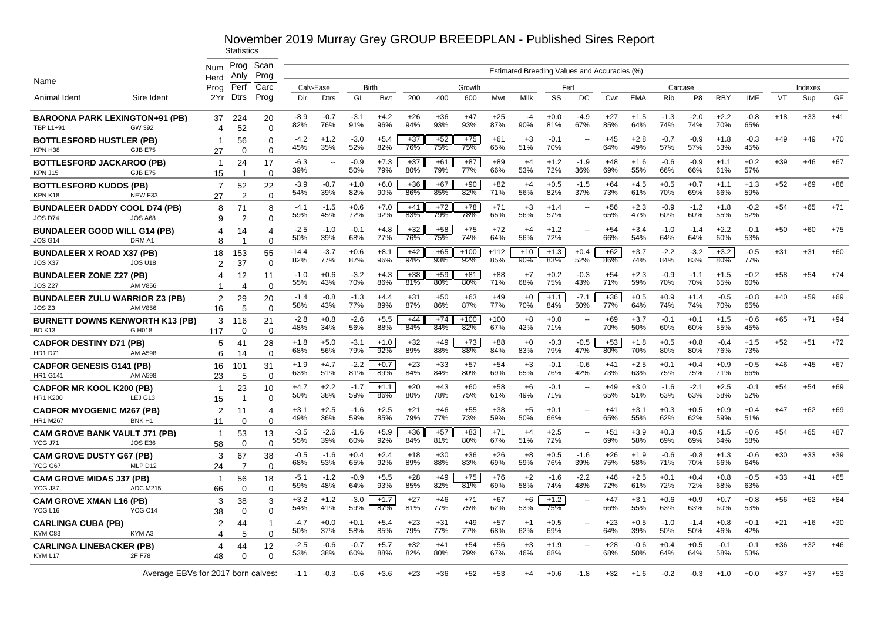# November 2019 Murray Grey GROUP BREEDPLAN - Published Sires Report

Statistics

Estimated Breeding Values and Accuracies (%)

| Name | | Num Herd Prog | Prog Anly Perf | Scan Prog Carc | Calv-Ease | | Birth | | Growth | | | | | Fert | | Carcase | | | | | | Indexes | | |
|---|---|---|---|---|---|---|---|---|---|---|---|---|---|---|---|---|---|---|---|---|---|---|---|---|
| Animal Ident | Sire Ident | 2Yr | Dtrs | Prog | Dir | Dtrs | GL | Bwt | 200 | 400 | 600 | Mwt | Milk | SS | DC | Cwt | EMA | Rib | P8 | RBY | IMF | VT | Sup | GF |
| **BAROONA PARK LEXINGTON+91 (PB)** | | 37 | 224 | 20 | -8.9 | -0.7 | -3.1 | +4.2 | +26 | +36 | +47 | +25 | -4 | +0.0 | -4.9 | +27 | +1.5 | -1.3 | -2.0 | +2.2 | -0.8 | +18 | +33 | +41 |
| TBP L1+91 | GW 392 | 4 | 52 | 0 | 82% | 76% | 91% | 96% | 94% | 93% | 93% | 87% | 90% | 81% | 67% | 85% | 64% | 74% | 74% | 70% | 65% | | | |
| **BOTTLESFORD HUSTLER (PB)** | | 1 | 56 | 0 | -4.2 | +1.2 | -3.0 | +5.4 | +37 | +52 | +75 | +61 | +3 | -0.1 | -- | +45 | +2.8 | -0.7 | -0.9 | +1.8 | -0.3 | +49 | +49 | +70 |
| KPN H38 | GJB E75 | 27 | 0 | 0 | 45% | 35% | 52% | 82% | 76% | 75% | 75% | 65% | 51% | 70% | | 64% | 49% | 57% | 57% | 53% | 45% | | | |
| **BOTTLESFORD JACKAROO (PB)** | | 1 | 24 | 17 | -6.3 | -- | -0.9 | +7.3 | +37 | +61 | +87 | +89 | +4 | +1.2 | -1.9 | +48 | +1.6 | -0.6 | -0.9 | +1.1 | +0.2 | +39 | +46 | +67 |
| KPN J15 | GJB E75 | 15 | 1 | 0 | 39% | | 50% | 79% | 80% | 79% | 77% | 66% | 53% | 72% | 36% | 69% | 55% | 66% | 66% | 61% | 57% | | | |
| **BOTTLESFORD KUDOS (PB)** | | 7 | 52 | 22 | -3.9 | -0.7 | +1.0 | +6.0 | +36 | +67 | +90 | +82 | +4 | +0.5 | -1.5 | +64 | +4.5 | +0.5 | +0.7 | +1.1 | +1.3 | +52 | +69 | +86 |
| KPN K18 | NEW F33 | 27 | 2 | 0 | 54% | 39% | 82% | 90% | 86% | 85% | 82% | 71% | 56% | 82% | 37% | 73% | 61% | 70% | 69% | 66% | 59% | | | |
| **BUNDALEER DADDY COOL D74 (PB)** | | 8 | 71 | 8 | -4.1 | -1.5 | +0.6 | +7.0 | +41 | +72 | +78 | +71 | +3 | +1.4 | -- | +56 | +2.3 | -0.9 | -1.2 | +1.8 | -0.2 | +54 | +65 | +71 |
| JOS D74 | JOS A68 | 9 | 2 | 0 | 59% | 45% | 72% | 92% | 83% | 79% | 78% | 65% | 56% | 57% | | 65% | 47% | 60% | 60% | 55% | 52% | | | |
| **BUNDALEER GOOD WILL G14 (PB)** | | 4 | 14 | 4 | -2.5 | -1.0 | -0.1 | +4.8 | +32 | +58 | +75 | +72 | +4 | +1.2 | -- | +54 | +3.4 | -1.0 | -1.4 | +2.2 | -0.1 | +50 | +60 | +75 |
| JOS G14 | DRM A1 | 8 | 1 | 0 | 50% | 39% | 68% | 77% | 76% | 75% | 74% | 64% | 56% | 72% | | 66% | 54% | 64% | 64% | 60% | 53% | | | |
| **BUNDALEER X ROAD X37 (PB)** | | 18 | 153 | 55 | -14.4 | -3.7 | +0.6 | +8.1 | +42 | +65 | +100 | +112 | +10 | +1.3 | +0.4 | +62 | +3.7 | -2.2 | -3.2 | +3.2 | -0.5 | +31 | +31 | +60 |
| JOS X37 | JOS U18 | 2 | 37 | 0 | 82% | 77% | 87% | 96% | 94% | 93% | 92% | 85% | 90% | 83% | 52% | 86% | 74% | 84% | 83% | 80% | 77% | | | |
| **BUNDALEER ZONE Z27 (PB)** | | 4 | 12 | 11 | -1.0 | +0.6 | -3.2 | +4.3 | +38 | +59 | +81 | +88 | +7 | +0.2 | -0.3 | +54 | +2.3 | -0.9 | -1.1 | +1.5 | +0.2 | +58 | +54 | +74 |
| JOS Z27 | AM V856 | 1 | 4 | 0 | 55% | 43% | 70% | 86% | 81% | 80% | 80% | 71% | 68% | 75% | 43% | 71% | 59% | 70% | 70% | 65% | 60% | | | |
| **BUNDALEER ZULU WARRIOR Z3 (PB)** | | 2 | 29 | 20 | -1.4 | -0.8 | -1.3 | +4.4 | +31 | +50 | +63 | +49 | +0 | +1.1 | -7.1 | +36 | +0.5 | +0.9 | +1.4 | -0.5 | +0.8 | +40 | +59 | +69 |
| JOS Z3 | AM V856 | 16 | 5 | 0 | 58% | 43% | 77% | 89% | 87% | 86% | 87% | 77% | 70% | 84% | 50% | 77% | 64% | 74% | 74% | 70% | 65% | | | |
| **BURNETT DOWNS KENWORTH K13 (PB)** | | 3 | 116 | 21 | -2.8 | +0.8 | -2.6 | +5.5 | +44 | +74 | +100 | +100 | +8 | +0.0 | -- | +69 | +3.7 | -0.1 | +0.1 | +1.5 | +0.6 | +65 | +71 | +94 |
| BD K13 | G H018 | 117 | 0 | 0 | 48% | 34% | 56% | 88% | 84% | 84% | 82% | 67% | 42% | 71% | | 70% | 50% | 60% | 60% | 55% | 45% | | | |
| **CADFOR DESTINY D71 (PB)** | | 5 | 41 | 28 | +1.8 | +5.0 | -3.1 | +1.0 | +32 | +49 | +73 | +88 | +0 | -0.3 | -0.5 | +53 | +1.8 | +0.5 | +0.8 | -0.4 | +1.5 | +52 | +51 | +72 |
| HR1 D71 | AM A598 | 6 | 14 | 0 | 68% | 56% | 79% | 92% | 89% | 88% | 88% | 84% | 83% | 79% | 47% | 80% | 70% | 80% | 80% | 76% | 73% | | | |
| **CADFOR GENESIS G141 (PB)** | | 16 | 101 | 31 | +1.9 | +4.7 | -2.2 | +0.7 | +23 | +33 | +57 | +54 | +3 | -0.1 | -0.6 | +41 | +2.5 | +0.1 | +0.4 | +0.9 | +0.5 | +46 | +45 | +67 |
| HR1 G141 | AM A598 | 23 | 5 | 0 | 63% | 51% | 81% | 89% | 84% | 84% | 80% | 69% | 65% | 76% | 42% | 73% | 63% | 75% | 75% | 71% | 66% | | | |
| **CADFOR MR KOOL K200 (PB)** | | 1 | 23 | 10 | +4.7 | +2.2 | -1.7 | +1.1 | +20 | +43 | +60 | +58 | +6 | -0.1 | -- | +49 | +3.0 | -1.6 | -2.1 | +2.5 | -0.1 | +54 | +54 | +69 |
| HR1 K200 | LEJ G13 | 15 | 1 | 0 | 50% | 38% | 59% | 86% | 80% | 78% | 75% | 61% | 49% | 71% | | 65% | 51% | 63% | 63% | 58% | 52% | | | |
| **CADFOR MYOGENIC M267 (PB)** | | 2 | 11 | 4 | +3.1 | +2.5 | -1.6 | +2.5 | +21 | +46 | +55 | +38 | +5 | +0.1 | -- | +41 | +3.1 | +0.3 | +0.5 | +0.9 | +0.4 | +47 | +62 | +69 |
| HR1 M267 | BNK H1 | 11 | 0 | 0 | 49% | 36% | 59% | 85% | 79% | 77% | 73% | 59% | 50% | 66% | | 65% | 55% | 62% | 62% | 59% | 51% | | | |
| **CAM GROVE BANK VAULT J71 (PB)** | | 1 | 53 | 13 | -3.5 | -2.6 | -1.6 | +5.9 | +36 | +57 | +83 | +71 | +4 | +2.5 | -- | +51 | +3.9 | +0.3 | +0.5 | +1.5 | +0.6 | +54 | +65 | +87 |
| YCG J71 | JOS E36 | 58 | 0 | 0 | 55% | 39% | 60% | 92% | 84% | 81% | 80% | 67% | 51% | 72% | | 69% | 58% | 69% | 69% | 64% | 58% | | | |
| **CAM GROVE DUSTY G67 (PB)** | | 3 | 67 | 38 | -0.5 | -1.6 | +0.4 | +2.4 | +18 | +30 | +36 | +26 | +8 | +0.5 | -1.6 | +26 | +1.9 | -0.6 | -0.8 | +1.3 | -0.6 | +30 | +33 | +39 |
| YCG G67 | MLP D12 | 24 | 7 | 0 | 68% | 53% | 65% | 92% | 89% | 88% | 83% | 69% | 59% | 76% | 39% | 75% | 58% | 71% | 70% | 66% | 64% | | | |
| **CAM GROVE MIDAS J37 (PB)** | | 1 | 56 | 18 | -5.1 | -1.2 | -0.9 | +5.5 | +28 | +49 | +75 | +76 | +2 | -1.6 | -2.2 | +46 | +2.5 | +0.1 | +0.4 | +0.8 | +0.5 | +33 | +41 | +65 |
| YCG J37 | ADC M215 | 66 | 0 | 0 | 59% | 48% | 64% | 93% | 85% | 82% | 81% | 69% | 58% | 74% | 48% | 72% | 61% | 72% | 72% | 68% | 63% | | | |
| **CAM GROVE XMAN L16 (PB)** | | 3 | 38 | 3 | +3.2 | +1.2 | -3.0 | +1.7 | +27 | +46 | +71 | +67 | +6 | +1.2 | -- | +47 | +3.1 | +0.6 | +0.9 | +0.7 | +0.8 | +56 | +62 | +84 |
| YCG L16 | YCG C14 | 38 | 0 | 0 | 54% | 41% | 59% | 87% | 81% | 77% | 75% | 62% | 53% | 75% | | 66% | 55% | 63% | 63% | 60% | 53% | | | |
| **CARLINGA CUBA (PB)** | | 2 | 44 | 1 | -4.7 | +0.0 | +0.1 | +5.4 | +23 | +31 | +49 | +57 | +1 | +0.5 | -- | +23 | +0.5 | -1.0 | -1.4 | +0.8 | +0.1 | +21 | +16 | +30 |
| KYM C83 | KYM A3 | 4 | 5 | 0 | 50% | 37% | 58% | 85% | 79% | 77% | 77% | 68% | 62% | 69% | | 64% | 39% | 50% | 50% | 46% | 42% | | | |
| **CARLINGA LINEBACKER (PB)** | | 4 | 44 | 12 | -2.5 | -0.6 | -0.7 | +5.7 | +32 | +41 | +54 | +56 | +3 | +1.9 | -- | +28 | -0.6 | +0.4 | +0.5 | -0.1 | -0.1 | +36 | +32 | +46 |
| KYM L17 | 2F F78 | 48 | 0 | 0 | 53% | 38% | 60% | 88% | 82% | 80% | 79% | 67% | 46% | 68% | | 68% | 50% | 64% | 64% | 58% | 53% | | | |
| Average EBVs for 2017 born calves: | | | | | -1.1 | -0.3 | -0.6 | +3.6 | +23 | +36 | +52 | +53 | +4 | +0.6 | -1.8 | +32 | +1.6 | -0.2 | -0.3 | +1.0 | +0.0 | +37 | +37 | +53 |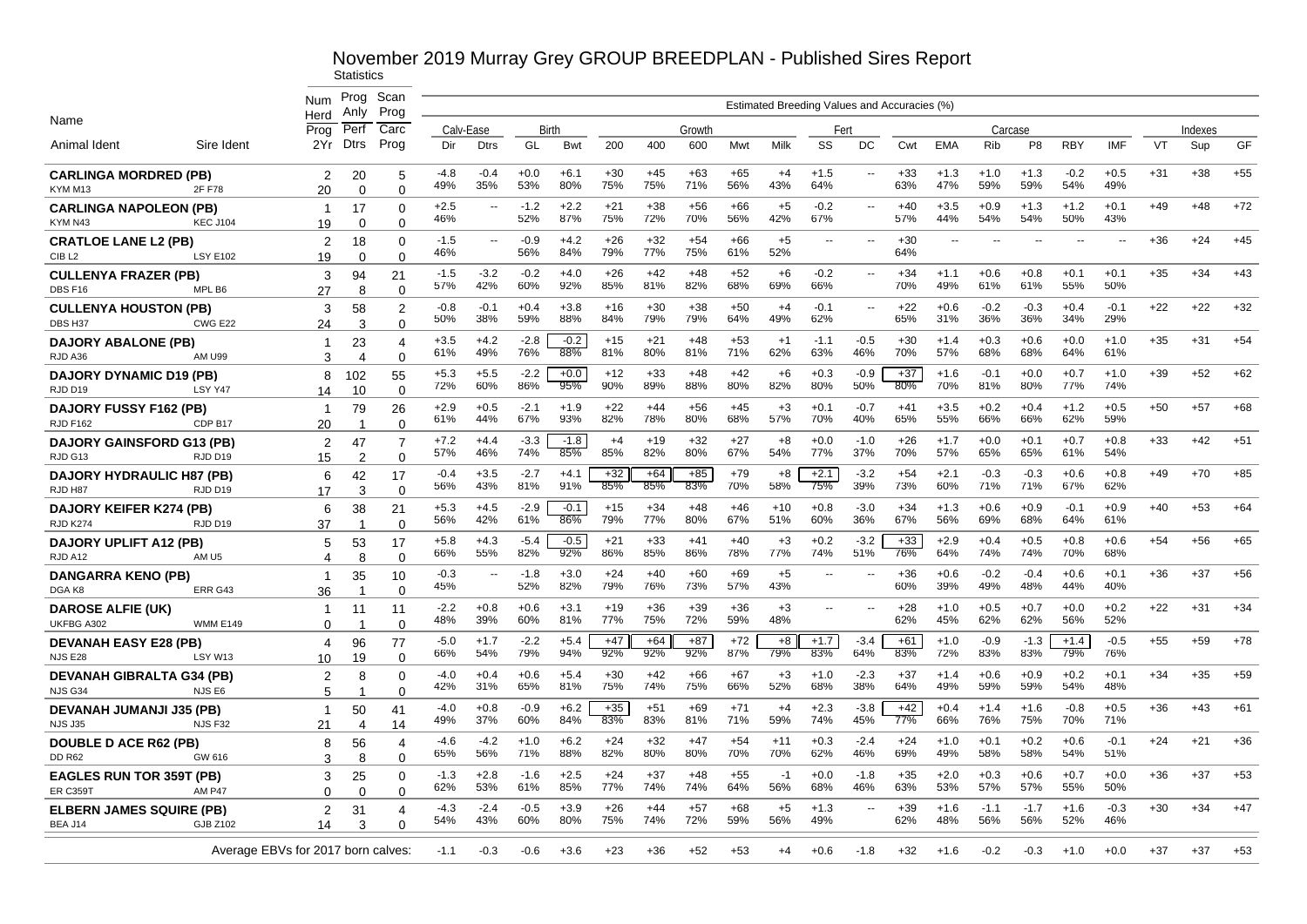# November 2019 Murray Grey GROUP BREEDPLAN - Published Sires Report

Statistics

| Name / Animal Ident | Sire Ident | Num Herd Prog / 2Yr | Prog Anly Perf / Dtrs | Scan Prog Carc / Prog | Calv-Ease Dir | Calv-Ease Dtrs | Birth GL | Birth Bwt | Growth 200 | Growth 400 | Growth 600 | Growth Mwt | Milk | Fert SS | Fert DC | Carcase Cwt | Carcase EMA | Carcase Rib | Carcase P8 | Carcase RBY | Carcase IMF | Indexes VT | Indexes Sup | Indexes GF |
|---|---|---|---|---|---|---|---|---|---|---|---|---|---|---|---|---|---|---|---|---|---|---|---|---|
| **CARLINGA MORDRED (PB)** | | 2 | 20 | 5 | -4.8 | -0.4 | +0.0 | +6.1 | +30 | +45 | +63 | +65 | +4 | +1.5 | -- | +33 | +1.3 | +1.0 | +1.3 | -0.2 | +0.5 | +31 | +38 | +55 |
| KYM M13 | 2F F78 | 20 | 0 | 0 | 49% | 35% | 53% | 80% | 75% | 75% | 71% | 56% | 43% | 64% | | 63% | 47% | 59% | 59% | 54% | 49% | | | |
| **CARLINGA NAPOLEON (PB)** | | 1 | 17 | 0 | +2.5 | -- | -1.2 | +2.2 | +21 | +38 | +56 | +66 | +5 | -0.2 | -- | +40 | +3.5 | +0.9 | +1.3 | +1.2 | +0.1 | +49 | +48 | +72 |
| KYM N43 | KEC J104 | 19 | 0 | 0 | 46% | | 52% | 87% | 75% | 72% | 70% | 56% | 42% | 67% | | 57% | 44% | 54% | 54% | 50% | 43% | | | |
| **CRATLOE LANE L2 (PB)** | | 2 | 18 | 0 | -1.5 | -- | -0.9 | +4.2 | +26 | +32 | +54 | +66 | +5 | -- | -- | +30 | -- | -- | -- | -- | -- | +36 | +24 | +45 |
| CIB L2 | LSY E102 | 19 | 0 | 0 | 46% | | 56% | 84% | 79% | 77% | 75% | 61% | 52% | | | 64% | | | | | | | | |
| **CULLENYA FRAZER (PB)** | | 3 | 94 | 21 | -1.5 | -3.2 | -0.2 | +4.0 | +26 | +42 | +48 | +52 | +6 | -0.2 | -- | +34 | +1.1 | +0.6 | +0.8 | +0.1 | +0.1 | +35 | +34 | +43 |
| DBS F16 | MPL B6 | 27 | 8 | 0 | 57% | 42% | 60% | 92% | 85% | 81% | 82% | 68% | 69% | 66% | | 70% | 49% | 61% | 61% | 55% | 50% | | | |
| **CULLENYA HOUSTON (PB)** | | 3 | 58 | 2 | -0.8 | -0.1 | +0.4 | +3.8 | +16 | +30 | +38 | +50 | +4 | -0.1 | -- | +22 | +0.6 | -0.2 | -0.3 | +0.4 | -0.1 | +22 | +22 | +32 |
| DBS H37 | CWG E22 | 24 | 3 | 0 | 50% | 38% | 59% | 88% | 84% | 79% | 79% | 64% | 49% | 62% | | 65% | 31% | 36% | 36% | 34% | 29% | | | |
| **DAJORY ABALONE (PB)** | | 1 | 23 | 4 | +3.5 | +4.2 | -2.8 | -0.2 | +15 | +21 | +48 | +53 | +1 | -1.1 | -0.5 | +30 | +1.4 | +0.3 | +0.6 | +0.0 | +1.0 | +35 | +31 | +54 |
| RJD A36 | AM U99 | 3 | 4 | 0 | 61% | 49% | 76% | 88% | 81% | 80% | 81% | 71% | 62% | 63% | 46% | 70% | 57% | 68% | 68% | 64% | 61% | | | |
| **DAJORY DYNAMIC D19 (PB)** | | 8 | 102 | 55 | +5.3 | +5.5 | -2.2 | +0.0 | +12 | +33 | +48 | +42 | +6 | +0.3 | -0.9 | +37 | +1.6 | -0.1 | +0.0 | +0.7 | +1.0 | +39 | +52 | +62 |
| RJD D19 | LSY Y47 | 14 | 10 | 0 | 72% | 60% | 86% | 95% | 90% | 89% | 88% | 80% | 82% | 80% | 50% | 80% | 70% | 81% | 80% | 77% | 74% | | | |
| **DAJORY FUSSY F162 (PB)** | | 1 | 79 | 26 | +2.9 | +0.5 | -2.1 | +1.9 | +22 | +44 | +56 | +45 | +3 | +0.1 | -0.7 | +41 | +3.5 | +0.2 | +0.4 | +1.2 | +0.5 | +50 | +57 | +68 |
| RJD F162 | CDP B17 | 20 | 1 | 0 | 61% | 44% | 67% | 93% | 82% | 78% | 80% | 68% | 57% | 70% | 40% | 65% | 55% | 66% | 66% | 62% | 59% | | | |
| **DAJORY GAINSFORD G13 (PB)** | | 2 | 47 | 7 | +7.2 | +4.4 | -3.3 | -1.8 | +4 | +19 | +32 | +27 | +8 | +0.0 | -1.0 | +26 | +1.7 | +0.0 | +0.1 | +0.7 | +0.8 | +33 | +42 | +51 |
| RJD G13 | RJD D19 | 15 | 2 | 0 | 57% | 46% | 74% | 85% | 85% | 82% | 80% | 67% | 54% | 77% | 37% | 70% | 57% | 65% | 65% | 61% | 54% | | | |
| **DAJORY HYDRAULIC H87 (PB)** | | 6 | 42 | 17 | -0.4 | +3.5 | -2.7 | +4.1 | +32 | +64 | +85 | +79 | +8 | +2.1 | -3.2 | +54 | +2.1 | -0.3 | -0.3 | +0.6 | +0.8 | +49 | +70 | +85 |
| RJD H87 | RJD D19 | 17 | 3 | 0 | 56% | 43% | 81% | 91% | 85% | 85% | 83% | 70% | 58% | 75% | 39% | 73% | 60% | 71% | 71% | 67% | 62% | | | |
| **DAJORY KEIFER K274 (PB)** | | 6 | 38 | 21 | +5.3 | +4.5 | -2.9 | -0.1 | +15 | +34 | +48 | +46 | +10 | +0.8 | -3.0 | +34 | +1.3 | +0.6 | +0.9 | -0.1 | +0.9 | +40 | +53 | +64 |
| RJD K274 | RJD D19 | 37 | 1 | 0 | 56% | 42% | 61% | 86% | 79% | 77% | 80% | 67% | 51% | 60% | 36% | 67% | 56% | 69% | 68% | 64% | 61% | | | |
| **DAJORY UPLIFT A12 (PB)** | | 5 | 53 | 17 | +5.8 | +4.3 | -5.4 | -0.5 | +21 | +33 | +41 | +40 | +3 | +0.2 | -3.2 | +33 | +2.9 | +0.4 | +0.5 | +0.8 | +0.6 | +54 | +56 | +65 |
| RJD A12 | AM U5 | 4 | 8 | 0 | 66% | 55% | 82% | 92% | 86% | 85% | 86% | 78% | 77% | 74% | 51% | 76% | 64% | 74% | 74% | 70% | 68% | | | |
| **DANGARRA KENO (PB)** | | 1 | 35 | 10 | -0.3 | -- | -1.8 | +3.0 | +24 | +40 | +60 | +69 | +5 | -- | -- | +36 | +0.6 | -0.2 | -0.4 | +0.6 | +0.1 | +36 | +37 | +56 |
| DGA K8 | ERR G43 | 36 | 1 | 0 | 45% | | 52% | 82% | 79% | 76% | 73% | 57% | 43% | | | 60% | 39% | 49% | 48% | 44% | 40% | | | |
| **DAROSE ALFIE (UK)** | | 1 | 11 | 11 | -2.2 | +0.8 | +0.6 | +3.1 | +19 | +36 | +39 | +36 | +3 | -- | -- | +28 | +1.0 | +0.5 | +0.7 | +0.0 | +0.2 | +22 | +31 | +34 |
| UKFBG A302 | WMM E149 | 0 | 1 | 0 | 48% | 39% | 60% | 81% | 77% | 75% | 72% | 59% | 48% | | | 62% | 45% | 62% | 62% | 56% | 52% | | | |
| **DEVANAH EASY E28 (PB)** | | 4 | 96 | 77 | -5.0 | +1.7 | -2.2 | +5.4 | +47 | +64 | +87 | +72 | +8 | +1.7 | -3.4 | +61 | +1.0 | -0.9 | -1.3 | +1.4 | -0.5 | +55 | +59 | +78 |
| NJS E28 | LSY W13 | 10 | 19 | 0 | 66% | 54% | 79% | 94% | 92% | 92% | 92% | 87% | 79% | 83% | 64% | 83% | 72% | 83% | 83% | 79% | 76% | | | |
| **DEVANAH GIBRALTA G34 (PB)** | | 2 | 8 | 0 | -4.0 | +0.4 | +0.6 | +5.4 | +30 | +42 | +66 | +67 | +3 | +1.0 | -2.3 | +37 | +1.4 | +0.6 | +0.9 | +0.2 | +0.1 | +34 | +35 | +59 |
| NJS G34 | NJS E6 | 5 | 1 | 0 | 42% | 31% | 65% | 81% | 75% | 74% | 75% | 66% | 52% | 68% | 38% | 64% | 49% | 59% | 59% | 54% | 48% | | | |
| **DEVANAH JUMANJI J35 (PB)** | | 1 | 50 | 41 | -4.0 | +0.8 | -0.9 | +6.2 | +35 | +51 | +69 | +71 | +4 | +2.3 | -3.8 | +42 | +0.4 | +1.4 | +1.6 | -0.8 | +0.5 | +36 | +43 | +61 |
| NJS J35 | NJS F32 | 21 | 4 | 14 | 49% | 37% | 60% | 84% | 83% | 83% | 81% | 71% | 59% | 74% | 45% | 77% | 66% | 76% | 75% | 70% | 71% | | | |
| **DOUBLE D ACE R62 (PB)** | | 8 | 56 | 4 | -4.6 | -4.2 | +1.0 | +6.2 | +24 | +32 | +47 | +54 | +11 | +0.3 | -2.4 | +24 | +1.0 | +0.1 | +0.2 | +0.6 | -0.1 | +24 | +21 | +36 |
| DD R62 | GW 616 | 3 | 8 | 0 | 65% | 56% | 71% | 88% | 82% | 80% | 80% | 70% | 70% | 62% | 46% | 69% | 49% | 58% | 58% | 54% | 51% | | | |
| **EAGLES RUN TOR 359T (PB)** | | 3 | 25 | 0 | -1.3 | +2.8 | -1.6 | +2.5 | +24 | +37 | +48 | +55 | -1 | +0.0 | -1.8 | +35 | +2.0 | +0.3 | +0.6 | +0.7 | +0.0 | +36 | +37 | +53 |
| ER C359T | AM P47 | 0 | 0 | 0 | 62% | 53% | 61% | 85% | 77% | 74% | 74% | 64% | 56% | 68% | 46% | 63% | 53% | 57% | 57% | 55% | 50% | | | |
| **ELBERN JAMES SQUIRE (PB)** | | 2 | 31 | 4 | -4.3 | -2.4 | -0.5 | +3.9 | +26 | +44 | +57 | +68 | +5 | +1.3 | -- | +39 | +1.6 | -1.1 | -1.7 | +1.6 | -0.3 | +30 | +34 | +47 |
| BEA J14 | GJB Z102 | 14 | 3 | 0 | 54% | 43% | 60% | 80% | 75% | 74% | 72% | 59% | 56% | 49% | | 62% | 48% | 56% | 56% | 52% | 46% | | | |
| Average EBVs for 2017 born calves: | | | | | -1.1 | -0.3 | -0.6 | +3.6 | +23 | +36 | +52 | +53 | +4 | +0.6 | -1.8 | +32 | +1.6 | -0.2 | -0.3 | +1.0 | +0.0 | +37 | +37 | +53 |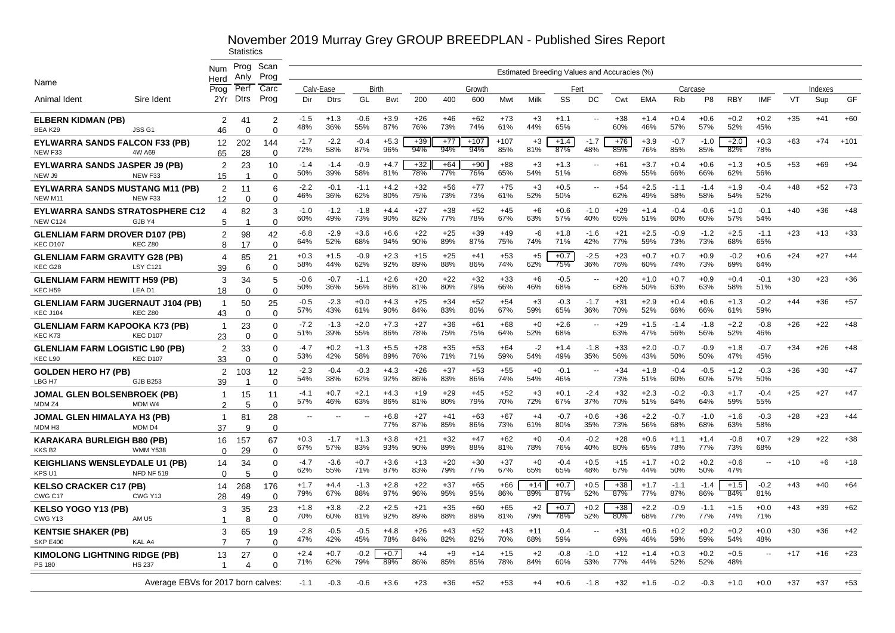# November 2019 Murray Grey GROUP BREEDPLAN - Published Sires Report

Statistics

| Name | | Num Herd Prog | Prog Anly Perf | Scan Prog Carc | Calv-Ease | | Birth | | Growth | | | | | Fert | | Carcase | | | | | | | Indexes | | |
|---|---|---|---|---|---|---|---|---|---|---|---|---|---|---|---|---|---|---|---|---|---|---|---|---|---|
| Animal Ident | Sire Ident | 2Yr | Dtrs | Prog | Dir | Dtrs | GL | Bwt | 200 | 400 | 600 | Mwt | Milk | SS | DC | Cwt | EMA | Rib | P8 | RBY | IMF | VT | Sup | GF |
| **ELBERN KIDMAN (PB)** | | 2 | 41 | 2 | -1.5 | +1.3 | -0.6 | +3.9 | +26 | +46 | +62 | +73 | +3 | +1.1 | -- | +38 | +1.4 | +0.4 | +0.6 | +0.2 | +0.2 | +35 | +41 | +60 |
| BEA K29 | JSS G1 | 46 | 0 | 0 | 48% | 36% | 55% | 87% | 76% | 73% | 74% | 61% | 44% | 65% | | 60% | 46% | 57% | 57% | 52% | 45% | | | |
| **EYLWARRA SANDS FALCON F33 (PB)** | | 12 | 202 | 144 | -1.7 | -2.2 | -0.4 | +5.3 | +39 | +77 | +107 | +107 | +3 | +1.4 | -1.7 | +76 | +3.9 | -0.7 | -1.0 | +2.0 | +0.3 | +63 | +74 | +101 |
| NEW F33 | 4W A69 | 65 | 28 | 0 | 72% | 58% | 87% | 96% | 94% | 94% | 94% | 85% | 81% | 87% | 48% | 85% | 76% | 85% | 85% | 82% | 78% | | | |
| **EYLWARRA SANDS JASPER J9 (PB)** | | 2 | 23 | 10 | -1.4 | -1.4 | -0.9 | +4.7 | +32 | +64 | +90 | +88 | +3 | +1.3 | -- | +61 | +3.7 | +0.4 | +0.6 | +1.3 | +0.5 | +53 | +69 | +94 |
| NEW J9 | NEW F33 | 15 | 1 | 0 | 50% | 39% | 58% | 81% | 78% | 77% | 76% | 65% | 54% | 51% | | 68% | 55% | 66% | 66% | 62% | 56% | | | |
| **EYLWARRA SANDS MUSTANG M11 (PB)** | | 2 | 11 | 6 | -2.2 | -0.1 | -1.1 | +4.2 | +32 | +56 | +77 | +75 | +3 | +0.5 | -- | +54 | +2.5 | -1.1 | -1.4 | +1.9 | -0.4 | +48 | +52 | +73 |
| NEW M11 | NEW F33 | 12 | 0 | 0 | 46% | 36% | 62% | 80% | 75% | 73% | 73% | 61% | 52% | 50% | | 62% | 49% | 58% | 58% | 54% | 52% | | | |
| **EYLWARRA SANDS STRATOSPHERE C12** | | 4 | 82 | 3 | -1.0 | -1.2 | -1.8 | +4.4 | +27 | +38 | +52 | +45 | +6 | +0.6 | -1.0 | +29 | +1.4 | -0.4 | -0.6 | +1.0 | -0.1 | +40 | +36 | +48 |
| NEW C124 | GJB Y4 | 5 | 1 | 0 | 60% | 49% | 73% | 90% | 82% | 77% | 78% | 67% | 63% | 57% | 40% | 65% | 51% | 60% | 60% | 57% | 54% | | | |
| **GLENLIAM FARM DROVER D107 (PB)** | | 2 | 98 | 42 | -6.8 | -2.9 | +3.6 | +6.6 | +22 | +25 | +39 | +49 | -6 | +1.8 | -1.6 | +21 | +2.5 | -0.9 | -1.2 | +2.5 | -1.1 | +23 | +13 | +33 |
| KEC D107 | KEC Z80 | 8 | 17 | 0 | 64% | 52% | 68% | 94% | 90% | 89% | 87% | 75% | 74% | 71% | 42% | 77% | 59% | 73% | 73% | 68% | 65% | | | |
| **GLENLIAM FARM GRAVITY G28 (PB)** | | 4 | 85 | 21 | +0.3 | +1.5 | -0.9 | +2.3 | +15 | +25 | +41 | +53 | +5 | +0.7 | -2.5 | +23 | +0.7 | +0.7 | +0.9 | -0.2 | +0.6 | +24 | +27 | +44 |
| KEC G28 | LSY C121 | 39 | 6 | 0 | 58% | 44% | 62% | 92% | 89% | 88% | 86% | 74% | 62% | 75% | 36% | 76% | 60% | 74% | 73% | 69% | 64% | | | |
| **GLENLIAM FARM HEWITT H59 (PB)** | | 3 | 34 | 5 | -0.6 | -0.7 | -1.1 | +2.6 | +20 | +22 | +32 | +33 | +6 | -0.5 | -- | +20 | +1.0 | +0.7 | +0.9 | +0.4 | -0.1 | +30 | +23 | +36 |
| KEC H59 | LEA D1 | 18 | 0 | 0 | 50% | 36% | 56% | 86% | 81% | 80% | 79% | 66% | 46% | 68% | | 68% | 50% | 63% | 63% | 58% | 51% | | | |
| **GLENLIAM FARM JUGERNAUT J104 (PB)** | | 1 | 50 | 25 | -0.5 | -2.3 | +0.0 | +4.3 | +25 | +34 | +52 | +54 | +3 | -0.3 | -1.7 | +31 | +2.9 | +0.4 | +0.6 | +1.3 | -0.2 | +44 | +36 | +57 |
| KEC J104 | KEC Z80 | 43 | 0 | 0 | 57% | 43% | 61% | 90% | 84% | 83% | 80% | 67% | 59% | 65% | 36% | 70% | 52% | 66% | 66% | 61% | 59% | | | |
| **GLENLIAM FARM KAPOOKA K73 (PB)** | | 1 | 23 | 0 | -7.2 | -1.3 | +2.0 | +7.3 | +27 | +36 | +61 | +68 | +0 | +2.6 | -- | +29 | +1.5 | -1.4 | -1.8 | +2.2 | -0.8 | +26 | +22 | +48 |
| KEC K73 | KEC D107 | 23 | 0 | 0 | 51% | 39% | 55% | 86% | 78% | 75% | 75% | 64% | 52% | 68% | | 63% | 47% | 56% | 56% | 52% | 46% | | | |
| **GLENLIAM FARM LOGISTIC L90 (PB)** | | 2 | 33 | 0 | -4.7 | +0.2 | +1.3 | +5.5 | +28 | +35 | +53 | +64 | -2 | +1.4 | -1.8 | +33 | +2.0 | -0.7 | -0.9 | +1.8 | -0.7 | +34 | +26 | +48 |
| KEC L90 | KEC D107 | 33 | 0 | 0 | 53% | 42% | 58% | 89% | 76% | 71% | 71% | 59% | 54% | 49% | 35% | 56% | 43% | 50% | 50% | 47% | 45% | | | |
| **GOLDEN HERO H7 (PB)** | | 2 | 103 | 12 | -2.3 | -0.4 | -0.3 | +4.3 | +26 | +37 | +53 | +55 | +0 | -0.1 | -- | +34 | +1.8 | -0.4 | -0.5 | +1.2 | -0.3 | +36 | +30 | +47 |
| LBG H7 | GJB B253 | 39 | 1 | 0 | 54% | 38% | 62% | 92% | 86% | 83% | 86% | 74% | 54% | 46% | | 73% | 51% | 60% | 60% | 57% | 50% | | | |
| **JOMAL GLEN BOLSENBROEK (PB)** | | 1 | 15 | 11 | -4.1 | +0.7 | +2.1 | +4.3 | +19 | +29 | +45 | +52 | +3 | +0.1 | -2.4 | +32 | +2.3 | -0.2 | -0.3 | +1.7 | -0.4 | +25 | +27 | +47 |
| MDM Z4 | MDM W4 | 2 | 5 | 0 | 57% | 46% | 63% | 86% | 81% | 80% | 79% | 70% | 72% | 67% | 37% | 70% | 51% | 64% | 64% | 59% | 55% | | | |
| **JOMAL GLEN HIMALAYA H3 (PB)** | | 1 | 81 | 28 | -- | -- | -- | +6.8 | +27 | +41 | +63 | +67 | +4 | -0.7 | +0.6 | +36 | +2.2 | -0.7 | -1.0 | +1.6 | -0.3 | +28 | +23 | +44 |
| MDM H3 | MDM D4 | 37 | 9 | 0 | | | | 77% | 87% | 85% | 86% | 73% | 61% | 80% | 35% | 73% | 56% | 68% | 68% | 63% | 58% | | | |
| **KARAKARA BURLEIGH B80 (PB)** | | 16 | 157 | 67 | +0.3 | -1.7 | +1.3 | +3.8 | +21 | +32 | +47 | +62 | +0 | -0.4 | -0.2 | +28 | +0.6 | +1.1 | +1.4 | -0.8 | +0.7 | +29 | +22 | +38 |
| KKS B2 | WMM Y538 | 0 | 29 | 0 | 67% | 57% | 83% | 93% | 90% | 89% | 88% | 81% | 78% | 76% | 40% | 80% | 65% | 78% | 77% | 73% | 68% | | | |
| **KEIGHLIANS WENSLEYDALE U1 (PB)** | | 14 | 34 | 0 | -4.7 | -3.6 | +0.7 | +3.6 | +13 | +20 | +30 | +37 | +0 | -0.4 | +0.5 | +15 | +1.7 | +0.2 | +0.2 | +0.6 | -- | +10 | +6 | +18 |
| KPS U1 | NFD NF 519 | 0 | 5 | 0 | 62% | 55% | 71% | 87% | 83% | 79% | 77% | 67% | 65% | 65% | 48% | 67% | 44% | 50% | 50% | 47% | | | | |
| **KELSO CRACKER C17 (PB)** | | 14 | 268 | 176 | +1.7 | +4.4 | -1.3 | +2.8 | +22 | +37 | +65 | +66 | +14 | +0.7 | +0.5 | +38 | +1.7 | -1.1 | -1.4 | +1.5 | -0.2 | +43 | +40 | +64 |
| CWG C17 | CWG Y13 | 28 | 49 | 0 | 79% | 67% | 88% | 97% | 96% | 95% | 95% | 86% | 89% | 87% | 52% | 87% | 77% | 87% | 86% | 84% | 81% | | | |
| **KELSO YOGO Y13 (PB)** | | 3 | 35 | 23 | +1.8 | +3.8 | -2.2 | +2.5 | +21 | +35 | +60 | +65 | +2 | +0.7 | +0.2 | +38 | +2.2 | -0.9 | -1.1 | +1.5 | +0.0 | +43 | +39 | +62 |
| CWG Y13 | AM U5 | 1 | 8 | 0 | 70% | 60% | 81% | 92% | 89% | 88% | 89% | 81% | 79% | 78% | 52% | 80% | 68% | 77% | 77% | 74% | 71% | | | |
| **KENTSIE SHAKER (PB)** | | 3 | 65 | 19 | -2.8 | -0.5 | -0.5 | +4.8 | +26 | +43 | +52 | +43 | +11 | -0.4 | -- | +31 | +0.6 | +0.2 | +0.2 | +0.2 | +0.0 | +30 | +36 | +42 |
| SKP E400 | KAL A4 | 7 | 7 | 0 | 47% | 42% | 45% | 78% | 84% | 82% | 82% | 70% | 68% | 59% | | 69% | 46% | 59% | 59% | 54% | 48% | | | |
| **KIMOLONG LIGHTNING RIDGE (PB)** | | 13 | 27 | 0 | +2.4 | +0.7 | -0.2 | +0.7 | +4 | +9 | +14 | +15 | +2 | -0.8 | -1.0 | +12 | +1.4 | +0.3 | +0.2 | +0.5 | -- | +17 | +16 | +23 |
| PS 180 | HS 237 | 1 | 4 | 0 | 71% | 62% | 79% | 89% | 86% | 85% | 85% | 78% | 84% | 60% | 53% | 77% | 44% | 52% | 52% | 48% | | | | |
| Average EBVs for 2017 born calves: | | | | | -1.1 | -0.3 | -0.6 | +3.6 | +23 | +36 | +52 | +53 | +4 | +0.6 | -1.8 | +32 | +1.6 | -0.2 | -0.3 | +1.0 | +0.0 | +37 | +37 | +53 |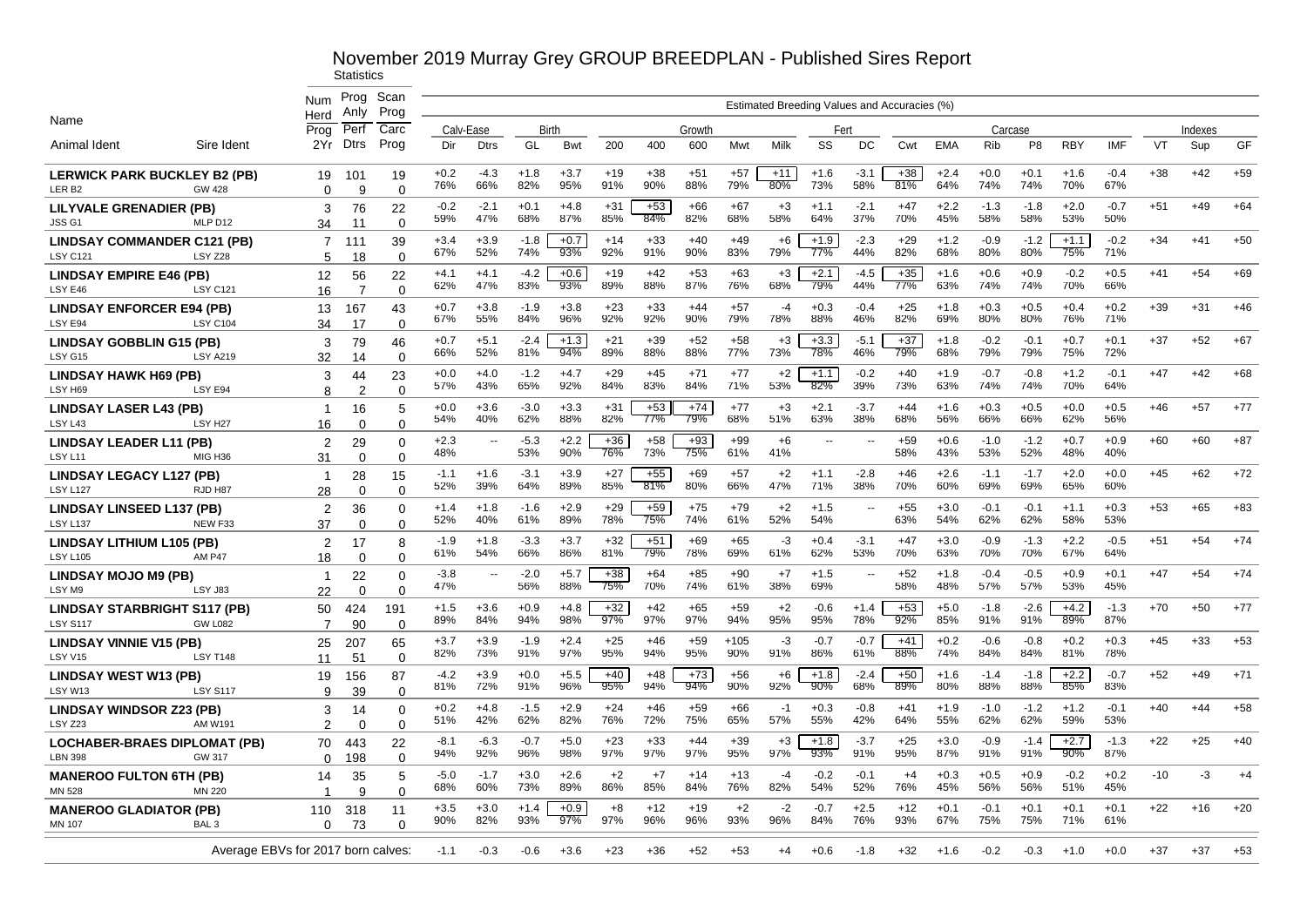# November 2019 Murray Grey GROUP BREEDPLAN - Published Sires Report

Statistics

| Name | | Num Herd Prog | Prog Anly Perf | Scan Prog Carc | Calv-Ease | | Birth | | Growth | | | | | Fert | | Carcase | | | | | | Indexes | | |
|---|---|---|---|---|---|---|---|---|---|---|---|---|---|---|---|---|---|---|---|---|---|---|---|---|
| Animal Ident | Sire Ident | 2Yr | Dtrs | Prog | Dir | Dtrs | GL | Bwt | 200 | 400 | 600 | Mwt | Milk | SS | DC | Cwt | EMA | Rib | P8 | RBY | IMF | VT | Sup | GF |
| **LERWICK PARK BUCKLEY B2 (PB)** | | 19 | 101 | 19 | +0.2 | -4.3 | +1.8 | +3.7 | +19 | +38 | +51 | +57 | +11 | +1.6 | -3.1 | +38 | +2.4 | +0.0 | +0.1 | +1.6 | -0.4 | +38 | +42 | +59 |
| LER B2 | GW 428 | 0 | 9 | 0 | 76% | 66% | 82% | 95% | 91% | 90% | 88% | 79% | 80% | 73% | 58% | 81% | 64% | 74% | 74% | 70% | 67% | | | |
| **LILYVALE GRENADIER (PB)** | | 3 | 76 | 22 | -0.2 | -2.1 | +0.1 | +4.8 | +31 | +53 | +66 | +67 | +3 | +1.1 | -2.1 | +47 | +2.2 | -1.3 | -1.8 | +2.0 | -0.7 | +51 | +49 | +64 |
| JSS G1 | MLP D12 | 34 | 11 | 0 | 59% | 47% | 68% | 87% | 85% | 84% | 82% | 68% | 58% | 64% | 37% | 70% | 45% | 58% | 58% | 53% | 50% | | | |
| **LINDSAY COMMANDER C121 (PB)** | | 7 | 111 | 39 | +3.4 | +3.9 | -1.8 | +0.7 | +14 | +33 | +40 | +49 | +6 | +1.9 | -2.3 | +29 | +1.2 | -0.9 | -1.2 | +1.1 | -0.2 | +34 | +41 | +50 |
| LSY C121 | LSY Z28 | 5 | 18 | 0 | 67% | 52% | 74% | 93% | 92% | 91% | 90% | 83% | 79% | 77% | 44% | 82% | 68% | 80% | 80% | 75% | 71% | | | |
| **LINDSAY EMPIRE E46 (PB)** | | 12 | 56 | 22 | +4.1 | +4.1 | -4.2 | +0.6 | +19 | +42 | +53 | +63 | +3 | +2.1 | -4.5 | +35 | +1.6 | +0.6 | +0.9 | -0.2 | +0.5 | +41 | +54 | +69 |
| LSY E46 | LSY C121 | 16 | 7 | 0 | 62% | 47% | 83% | 93% | 89% | 88% | 87% | 76% | 68% | 79% | 44% | 77% | 63% | 74% | 74% | 70% | 66% | | | |
| **LINDSAY ENFORCER E94 (PB)** | | 13 | 167 | 43 | +0.7 | +3.8 | -1.9 | +3.8 | +23 | +33 | +44 | +57 | -4 | +0.3 | -0.4 | +25 | +1.8 | +0.3 | +0.5 | +0.4 | +0.2 | +39 | +31 | +46 |
| LSY E94 | LSY C104 | 34 | 17 | 0 | 67% | 55% | 84% | 96% | 92% | 92% | 90% | 79% | 78% | 88% | 46% | 82% | 69% | 80% | 80% | 76% | 71% | | | |
| **LINDSAY GOBBLIN G15 (PB)** | | 3 | 79 | 46 | +0.7 | +5.1 | -2.4 | +1.3 | +21 | +39 | +52 | +58 | +3 | +3.3 | -5.1 | +37 | +1.8 | -0.2 | -0.1 | +0.7 | +0.1 | +37 | +52 | +67 |
| LSY G15 | LSY A219 | 32 | 14 | 0 | 66% | 52% | 81% | 94% | 89% | 88% | 88% | 77% | 73% | 78% | 46% | 79% | 68% | 79% | 79% | 75% | 72% | | | |
| **LINDSAY HAWK H69 (PB)** | | 3 | 44 | 23 | +0.0 | +4.0 | -1.2 | +4.7 | +29 | +45 | +71 | +77 | +2 | +1.1 | -0.2 | +40 | +1.9 | -0.7 | -0.8 | +1.2 | -0.1 | +47 | +42 | +68 |
| LSY H69 | LSY E94 | 8 | 2 | 0 | 57% | 43% | 65% | 92% | 84% | 83% | 84% | 71% | 53% | 82% | 39% | 73% | 63% | 74% | 74% | 70% | 64% | | | |
| **LINDSAY LASER L43 (PB)** | | 1 | 16 | 5 | +0.0 | +3.6 | -3.0 | +3.3 | +31 | +53 | +74 | +77 | +3 | +2.1 | -3.7 | +44 | +1.6 | +0.3 | +0.5 | +0.0 | +0.5 | +46 | +57 | +77 |
| LSY L43 | LSY H27 | 16 | 0 | 0 | 54% | 40% | 62% | 88% | 82% | 77% | 79% | 68% | 51% | 63% | 38% | 68% | 56% | 66% | 66% | 62% | 56% | | | |
| **LINDSAY LEADER L11 (PB)** | | 2 | 29 | 0 | +2.3 | -- | -5.3 | +2.2 | +36 | +58 | +93 | +99 | +6 | -- | -- | +59 | +0.6 | -1.0 | -1.2 | +0.7 | +0.9 | +60 | +60 | +87 |
| LSY L11 | MIG H36 | 31 | 0 | 0 | 48% | | 53% | 90% | 76% | 73% | 75% | 61% | 41% | | | 58% | 43% | 53% | 52% | 48% | 40% | | | |
| **LINDSAY LEGACY L127 (PB)** | | 1 | 28 | 15 | -1.1 | +1.6 | -3.1 | +3.9 | +27 | +55 | +69 | +57 | +2 | +1.1 | -2.8 | +46 | +2.6 | -1.1 | -1.7 | +2.0 | +0.0 | +45 | +62 | +72 |
| LSY L127 | RJD H87 | 28 | 0 | 0 | 52% | 39% | 64% | 89% | 85% | 81% | 80% | 66% | 47% | 71% | 38% | 70% | 60% | 69% | 69% | 65% | 60% | | | |
| **LINDSAY LINSEED L137 (PB)** | | 2 | 36 | 0 | +1.4 | +1.8 | -1.6 | +2.9 | +29 | +59 | +75 | +79 | +2 | +1.5 | -- | +55 | +3.0 | -0.1 | -0.1 | +1.1 | +0.3 | +53 | +65 | +83 |
| LSY L137 | NEW F33 | 37 | 0 | 0 | 52% | 40% | 61% | 89% | 78% | 75% | 74% | 61% | 52% | 54% | | 63% | 54% | 62% | 62% | 58% | 53% | | | |
| **LINDSAY LITHIUM L105 (PB)** | | 2 | 17 | 8 | -1.9 | +1.8 | -3.3 | +3.7 | +32 | +51 | +69 | +65 | -3 | +0.4 | -3.1 | +47 | +3.0 | -0.9 | -1.3 | +2.2 | -0.5 | +51 | +54 | +74 |
| LSY L105 | AM P47 | 18 | 0 | 0 | 61% | 54% | 66% | 86% | 81% | 79% | 78% | 69% | 61% | 62% | 53% | 70% | 63% | 70% | 70% | 67% | 64% | | | |
| **LINDSAY MOJO M9 (PB)** | | 1 | 22 | 0 | -3.8 | -- | -2.0 | +5.7 | +38 | +64 | +85 | +90 | +7 | +1.5 | -- | +52 | +1.8 | -0.4 | -0.5 | +0.9 | +0.1 | +47 | +54 | +74 |
| LSY M9 | LSY J83 | 22 | 0 | 0 | 47% | | 56% | 88% | 75% | 70% | 74% | 61% | 38% | 69% | | 58% | 48% | 57% | 57% | 53% | 45% | | | |
| **LINDSAY STARBRIGHT S117 (PB)** | | 50 | 424 | 191 | +1.5 | +3.6 | +0.9 | +4.8 | +32 | +42 | +65 | +59 | +2 | -0.6 | +1.4 | +53 | +5.0 | -1.8 | -2.6 | +4.2 | -1.3 | +70 | +50 | +77 |
| LSY S117 | GW L082 | 7 | 90 | 0 | 89% | 84% | 94% | 98% | 97% | 97% | 97% | 94% | 95% | 95% | 78% | 92% | 85% | 91% | 91% | 89% | 87% | | | |
| **LINDSAY VINNIE V15 (PB)** | | 25 | 207 | 65 | +3.7 | +3.9 | -1.9 | +2.4 | +25 | +46 | +59 | +105 | -3 | -0.7 | -0.7 | +41 | +0.2 | -0.6 | -0.8 | +0.2 | +0.3 | +45 | +33 | +53 |
| LSY V15 | LSY T148 | 11 | 51 | 0 | 82% | 73% | 91% | 97% | 95% | 94% | 95% | 90% | 91% | 86% | 61% | 88% | 74% | 84% | 84% | 81% | 78% | | | |
| **LINDSAY WEST W13 (PB)** | | 19 | 156 | 87 | -4.2 | +3.9 | +0.0 | +5.5 | +40 | +48 | +73 | +56 | +6 | +1.8 | -2.4 | +50 | +1.6 | -1.4 | -1.8 | +2.2 | -0.7 | +52 | +49 | +71 |
| LSY W13 | LSY S117 | 9 | 39 | 0 | 81% | 72% | 91% | 96% | 95% | 94% | 94% | 90% | 92% | 90% | 68% | 89% | 80% | 88% | 88% | 85% | 83% | | | |
| **LINDSAY WINDSOR Z23 (PB)** | | 3 | 14 | 0 | +0.2 | +4.8 | -1.5 | +2.9 | +24 | +46 | +59 | +66 | -1 | +0.3 | -0.8 | +41 | +1.9 | -1.0 | -1.2 | +1.2 | -0.1 | +40 | +44 | +58 |
| LSY Z23 | AM W191 | 2 | 0 | 0 | 51% | 42% | 62% | 82% | 76% | 72% | 75% | 65% | 57% | 55% | 42% | 64% | 55% | 62% | 62% | 59% | 53% | | | |
| **LOCHABER-BRAES DIPLOMAT (PB)** | | 70 | 443 | 22 | -8.1 | -6.3 | -0.7 | +5.0 | +23 | +33 | +44 | +39 | +3 | +1.8 | -3.7 | +25 | +3.0 | -0.9 | -1.4 | +2.7 | -1.3 | +22 | +25 | +40 |
| LBN 398 | GW 317 | 0 | 198 | 0 | 94% | 92% | 96% | 98% | 97% | 97% | 97% | 95% | 97% | 93% | 91% | 95% | 87% | 91% | 91% | 90% | 87% | | | |
| **MANEROO FULTON 6TH (PB)** | | 14 | 35 | 5 | -5.0 | -1.7 | +3.0 | +2.6 | +2 | +7 | +14 | +13 | -4 | -0.2 | -0.1 | +4 | +0.3 | +0.5 | +0.9 | -0.2 | +0.2 | -10 | -3 | +4 |
| MN 528 | MN 220 | 1 | 9 | 0 | 68% | 60% | 73% | 89% | 86% | 85% | 84% | 76% | 82% | 54% | 52% | 76% | 45% | 56% | 56% | 51% | 45% | | | |
| **MANEROO GLADIATOR (PB)** | | 110 | 318 | 11 | +3.5 | +3.0 | +1.4 | +0.9 | +8 | +12 | +19 | +2 | -2 | -0.7 | +2.5 | +12 | +0.1 | -0.1 | +0.1 | +0.1 | +0.1 | +22 | +16 | +20 |
| MN 107 | BAL 3 | 0 | 73 | 0 | 90% | 82% | 93% | 97% | 97% | 96% | 96% | 93% | 96% | 84% | 76% | 93% | 67% | 75% | 75% | 71% | 61% | | | |
| Average EBVs for 2017 born calves: | | | | | -1.1 | -0.3 | -0.6 | +3.6 | +23 | +36 | +52 | +53 | +4 | +0.6 | -1.8 | +32 | +1.6 | -0.2 | -0.3 | +1.0 | +0.0 | +37 | +37 | +53 |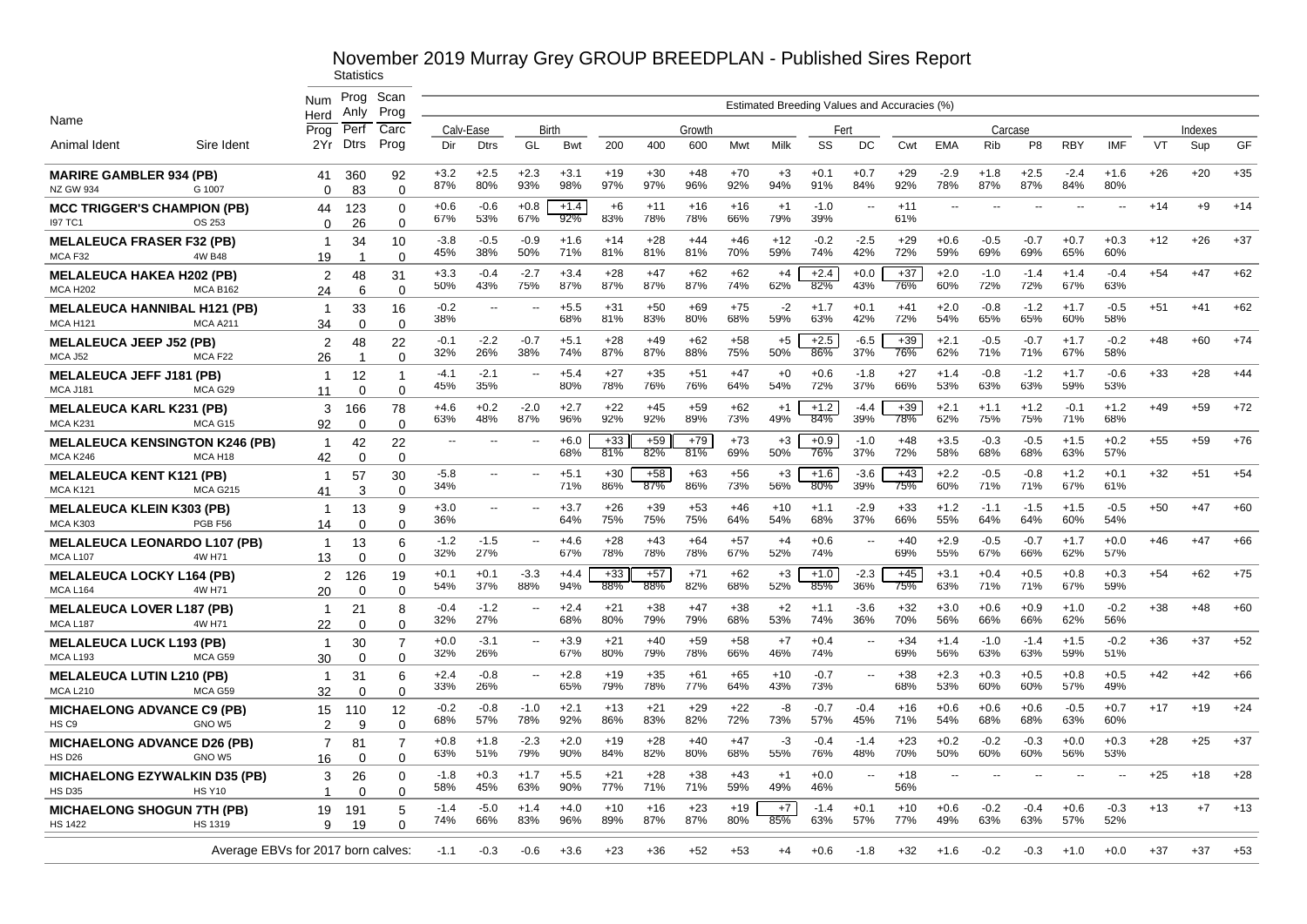# November 2019 Murray Grey GROUP BREEDPLAN - Published Sires Report

Statistics

| Name | | Num Herd Prog | Prog Anly Perf | Scan Prog Carc | Calv-Ease | | Birth | | Growth | | | | | Fert | | Carcase | | | | | | Indexes | | |
|---|---|---|---|---|---|---|---|---|---|---|---|---|---|---|---|---|---|---|---|---|---|---|---|---|
| Animal Ident | Sire Ident | 2Yr | Dtrs | Prog | Dir | Dtrs | GL | Bwt | 200 | 400 | 600 | Mwt | Milk | SS | DC | Cwt | EMA | Rib | P8 | RBY | IMF | VT | Sup | GF |
| **MARIRE GAMBLER 934 (PB)** | | 41 | 360 | 92 | +3.2 | +2.5 | +2.3 | +3.1 | +19 | +30 | +48 | +70 | +3 | +0.1 | +0.7 | +29 | -2.9 | +1.8 | +2.5 | -2.4 | +1.6 | +26 | +20 | +35 |
| NZ GW 934 | G 1007 | 0 | 83 | 0 | 87% | 80% | 93% | 98% | 97% | 97% | 96% | 92% | 94% | 91% | 84% | 92% | 78% | 87% | 87% | 84% | 80% | | | |
| **MCC TRIGGER'S CHAMPION (PB)** | | 44 | 123 | 0 | +0.6 | -0.6 | +0.8 | +1.4 | +6 | +11 | +16 | +16 | +1 | -1.0 | -- | +11 | -- | -- | -- | -- | -- | +14 | +9 | +14 |
| I97 TC1 | OS 253 | 0 | 26 | 0 | 67% | 53% | 67% | 92% | 83% | 78% | 78% | 66% | 79% | 39% | | 61% | | | | | | | | |
| **MELALEUCA FRASER F32 (PB)** | | 1 | 34 | 10 | -3.8 | -0.5 | -0.9 | +1.6 | +14 | +28 | +44 | +46 | +12 | -0.2 | -2.5 | +29 | +0.6 | -0.5 | -0.7 | +0.7 | +0.3 | +12 | +26 | +37 |
| MCA F32 | 4W B48 | 19 | 1 | 0 | 45% | 38% | 50% | 71% | 81% | 81% | 81% | 70% | 59% | 74% | 42% | 72% | 59% | 69% | 69% | 65% | 60% | | | |
| **MELALEUCA HAKEA H202 (PB)** | | 2 | 48 | 31 | +3.3 | -0.4 | -2.7 | +3.4 | +28 | +47 | +62 | +62 | +4 | +2.4 | +0.0 | +37 | +2.0 | -1.0 | -1.4 | +1.4 | -0.4 | +54 | +47 | +62 |
| MCA H202 | MCA B162 | 24 | 6 | 0 | 50% | 43% | 75% | 87% | 87% | 87% | 87% | 74% | 62% | 82% | 43% | 76% | 60% | 72% | 72% | 67% | 63% | | | |
| **MELALEUCA HANNIBAL H121 (PB)** | | 1 | 33 | 16 | -0.2 | -- | -- | +5.5 | +31 | +50 | +69 | +75 | -2 | +1.7 | +0.1 | +41 | +2.0 | -0.8 | -1.2 | +1.7 | -0.5 | +51 | +41 | +62 |
| MCA H121 | MCA A211 | 34 | 0 | 0 | 38% | | | 68% | 81% | 83% | 80% | 68% | 59% | 63% | 42% | 72% | 54% | 65% | 65% | 60% | 58% | | | |
| **MELALEUCA JEEP J52 (PB)** | | 2 | 48 | 22 | -0.1 | -2.2 | -0.7 | +5.1 | +28 | +49 | +62 | +58 | +5 | +2.5 | -6.5 | +39 | +2.1 | -0.5 | -0.7 | +1.7 | -0.2 | +48 | +60 | +74 |
| MCA J52 | MCA F22 | 26 | 1 | 0 | 32% | 26% | 38% | 74% | 87% | 87% | 88% | 75% | 50% | 86% | 37% | 76% | 62% | 71% | 71% | 67% | 58% | | | |
| **MELALEUCA JEFF J181 (PB)** | | 1 | 12 | 1 | -4.1 | -2.1 | -- | +5.4 | +27 | +35 | +51 | +47 | +0 | +0.6 | -1.8 | +27 | +1.4 | -0.8 | -1.2 | +1.7 | -0.6 | +33 | +28 | +44 |
| MCA J181 | MCA G29 | 11 | 0 | 0 | 45% | 35% | | 80% | 78% | 76% | 76% | 64% | 54% | 72% | 37% | 66% | 53% | 63% | 63% | 59% | 53% | | | |
| **MELALEUCA KARL K231 (PB)** | | 3 | 166 | 78 | +4.6 | +0.2 | -2.0 | +2.7 | +22 | +45 | +59 | +62 | +1 | +1.2 | -4.4 | +39 | +2.1 | +1.1 | +1.2 | -0.1 | +1.2 | +49 | +59 | +72 |
| MCA K231 | MCA G15 | 92 | 0 | 0 | 63% | 48% | 87% | 96% | 92% | 92% | 89% | 73% | 49% | 84% | 39% | 78% | 62% | 75% | 75% | 71% | 68% | | | |
| **MELALEUCA KENSINGTON K246 (PB)** | | 1 | 42 | 22 | -- | -- | -- | +6.0 | +33 | +59 | +79 | +73 | +3 | +0.9 | -1.0 | +48 | +3.5 | -0.3 | -0.5 | +1.5 | +0.2 | +55 | +59 | +76 |
| MCA K246 | MCA H18 | 42 | 0 | 0 | | | | 68% | 81% | 82% | 81% | 69% | 50% | 76% | 37% | 72% | 58% | 68% | 68% | 63% | 57% | | | |
| **MELALEUCA KENT K121 (PB)** | | 1 | 57 | 30 | -5.8 | -- | -- | +5.1 | +30 | +58 | +63 | +56 | +3 | +1.6 | -3.6 | +43 | +2.2 | -0.5 | -0.8 | +1.2 | +0.1 | +32 | +51 | +54 |
| MCA K121 | MCA G215 | 41 | 3 | 0 | 34% | | | 71% | 86% | 87% | 86% | 73% | 56% | 80% | 39% | 75% | 60% | 71% | 71% | 67% | 61% | | | |
| **MELALEUCA KLEIN K303 (PB)** | | 1 | 13 | 9 | +3.0 | -- | -- | +3.7 | +26 | +39 | +53 | +46 | +10 | +1.1 | -2.9 | +33 | +1.2 | -1.1 | -1.5 | +1.5 | -0.5 | +50 | +47 | +60 |
| MCA K303 | PGB F56 | 14 | 0 | 0 | 36% | | | 64% | 75% | 75% | 75% | 64% | 54% | 68% | 37% | 66% | 55% | 64% | 64% | 60% | 54% | | | |
| **MELALEUCA LEONARDO L107 (PB)** | | 1 | 13 | 6 | -1.2 | -1.5 | -- | +4.6 | +28 | +43 | +64 | +57 | +4 | +0.6 | -- | +40 | +2.9 | -0.5 | -0.7 | +1.7 | +0.0 | +46 | +47 | +66 |
| MCA L107 | 4W H71 | 13 | 0 | 0 | 32% | 27% | | 67% | 78% | 78% | 78% | 67% | 52% | 74% | | 69% | 55% | 67% | 66% | 62% | 57% | | | |
| **MELALEUCA LOCKY L164 (PB)** | | 2 | 126 | 19 | +0.1 | +0.1 | -3.3 | +4.4 | +33 | +57 | +71 | +62 | +3 | +1.0 | -2.3 | +45 | +3.1 | +0.4 | +0.5 | +0.8 | +0.3 | +54 | +62 | +75 |
| MCA L164 | 4W H71 | 20 | 0 | 0 | 54% | 37% | 88% | 94% | 88% | 88% | 82% | 68% | 52% | 85% | 36% | 75% | 63% | 71% | 71% | 67% | 59% | | | |
| **MELALEUCA LOVER L187 (PB)** | | 1 | 21 | 8 | -0.4 | -1.2 | -- | +2.4 | +21 | +38 | +47 | +38 | +2 | +1.1 | -3.6 | +32 | +3.0 | +0.6 | +0.9 | +1.0 | -0.2 | +38 | +48 | +60 |
| MCA L187 | 4W H71 | 22 | 0 | 0 | 32% | 27% | | 68% | 80% | 79% | 79% | 68% | 53% | 74% | 36% | 70% | 56% | 66% | 66% | 62% | 56% | | | |
| **MELALEUCA LUCK L193 (PB)** | | 1 | 30 | 7 | +0.0 | -3.1 | -- | +3.9 | +21 | +40 | +59 | +58 | +7 | +0.4 | -- | +34 | +1.4 | -1.0 | -1.4 | +1.5 | -0.2 | +36 | +37 | +52 |
| MCA L193 | MCA G59 | 30 | 0 | 0 | 32% | 26% | | 67% | 80% | 79% | 78% | 66% | 46% | 74% | | 69% | 56% | 63% | 63% | 59% | 51% | | | |
| **MELALEUCA LUTIN L210 (PB)** | | 1 | 31 | 6 | +2.4 | -0.8 | -- | +2.8 | +19 | +35 | +61 | +65 | +10 | -0.7 | -- | +38 | +2.3 | +0.3 | +0.5 | +0.8 | +0.5 | +42 | +42 | +66 |
| MCA L210 | MCA G59 | 32 | 0 | 0 | 33% | 26% | | 65% | 79% | 78% | 77% | 64% | 43% | 73% | | 68% | 53% | 60% | 60% | 57% | 49% | | | |
| **MICHAELONG ADVANCE C9 (PB)** | | 15 | 110 | 12 | -0.2 | -0.8 | -1.0 | +2.1 | +13 | +21 | +29 | +22 | -8 | -0.7 | -0.4 | +16 | +0.6 | +0.6 | +0.6 | -0.5 | +0.7 | +17 | +19 | +24 |
| HS C9 | GNO W5 | 2 | 9 | 0 | 68% | 57% | 78% | 92% | 86% | 83% | 82% | 72% | 73% | 57% | 45% | 71% | 54% | 68% | 68% | 63% | 60% | | | |
| **MICHAELONG ADVANCE D26 (PB)** | | 7 | 81 | 7 | +0.8 | +1.8 | -2.3 | +2.0 | +19 | +28 | +40 | +47 | -3 | -0.4 | -1.4 | +23 | +0.2 | -0.2 | -0.3 | +0.0 | +0.3 | +28 | +25 | +37 |
| HS D26 | GNO W5 | 16 | 0 | 0 | 63% | 51% | 79% | 90% | 84% | 82% | 80% | 68% | 55% | 76% | 48% | 70% | 50% | 60% | 60% | 56% | 53% | | | |
| **MICHAELONG EZYWALKIN D35 (PB)** | | 3 | 26 | 0 | -1.8 | +0.3 | +1.7 | +5.5 | +21 | +28 | +38 | +43 | +1 | +0.0 | -- | +18 | -- | -- | -- | -- | -- | +25 | +18 | +28 |
| HS D35 | HS Y10 | 1 | 0 | 0 | 58% | 45% | 63% | 90% | 77% | 71% | 71% | 59% | 49% | 46% | | 56% | | | | | | | | |
| **MICHAELONG SHOGUN 7TH (PB)** | | 19 | 191 | 5 | -1.4 | -5.0 | +1.4 | +4.0 | +10 | +16 | +23 | +19 | +7 | -1.4 | +0.1 | +10 | +0.6 | -0.2 | -0.4 | +0.6 | -0.3 | +13 | +7 | +13 |
| HS 1422 | HS 1319 | 9 | 19 | 0 | 74% | 66% | 83% | 96% | 89% | 87% | 87% | 80% | 85% | 63% | 57% | 77% | 49% | 63% | 63% | 57% | 52% | | | |
| Average EBVs for 2017 born calves: | | | | | -1.1 | -0.3 | -0.6 | +3.6 | +23 | +36 | +52 | +53 | +4 | +0.6 | -1.8 | +32 | +1.6 | -0.2 | -0.3 | +1.0 | +0.0 | +37 | +37 | +53 |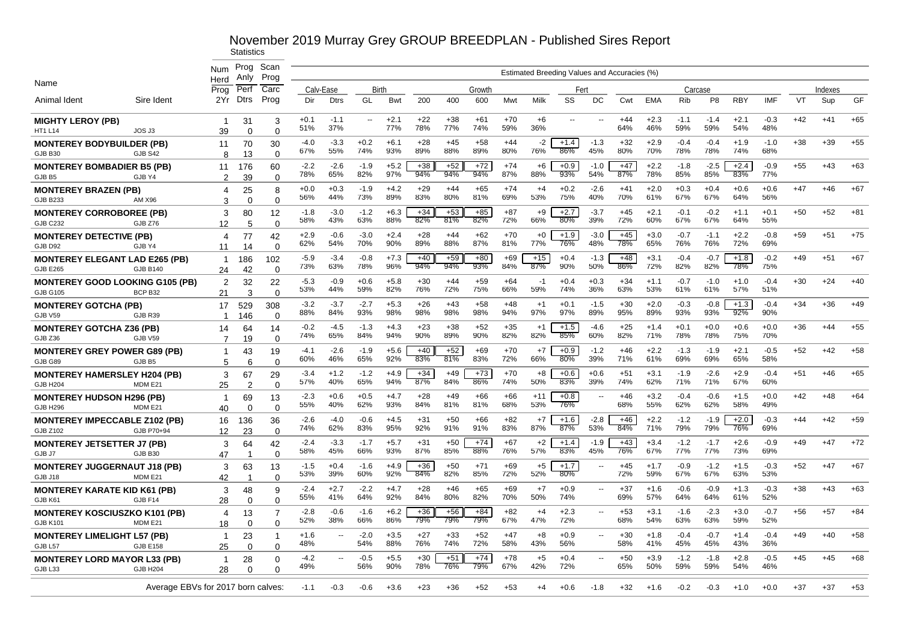# November 2019 Murray Grey GROUP BREEDPLAN - Published Sires Report

Statistics

| Name | | Num Herd | Prog Anly | Scan Prog | Estimated Breeding Values and Accuracies (%) | | | | | | | | | | | | | | | | | | | | |
|---|---|---|---|---|---|---|---|---|---|---|---|---|---|---|---|---|---|---|---|---|---|---|---|---|---|
| | | Prog | Perf | Carc | Calv-Ease | | Birth | | Growth | | | | | Fert | | Carcase | | | | | | Indexes | | | |
| Animal Ident | Sire Ident | 2Yr | Dtrs | Prog | Dir | Dtrs | GL | Bwt | 200 | 400 | 600 | Mwt | Milk | SS | DC | Cwt | EMA | Rib | P8 | RBY | IMF | VT | Sup | GF |
| **MIGHTY LEROY (PB)** | | 1 | 31 | 3 | +0.1 | -1.1 | -- | +2.1 | +22 | +38 | +61 | +70 | +6 | -- | -- | +44 | +2.3 | -1.1 | -1.4 | +2.1 | -0.3 | +42 | +41 | +65 |
| HT1 L14 | JOS J3 | 39 | 0 | 0 | 51% | 37% | | 77% | 78% | 77% | 74% | 59% | 36% | | | 64% | 46% | 59% | 59% | 54% | 48% | | | |
| **MONTEREY BODYBUILDER (PB)** | | 11 | 70 | 30 | -4.0 | -3.3 | +0.2 | +6.1 | +28 | +45 | +58 | +44 | -2 | +1.4 | -1.3 | +32 | +2.9 | -0.4 | -0.4 | +1.9 | -1.0 | +38 | +39 | +55 |
| GJB B30 | GJB S42 | 8 | 13 | 0 | 67% | 55% | 74% | 93% | 89% | 88% | 89% | 80% | 76% | 86% | 45% | 80% | 70% | 78% | 78% | 74% | 68% | | | |
| **MONTEREY BOMBADIER B5 (PB)** | | 11 | 176 | 60 | -2.2 | -2.6 | -1.9 | +5.2 | +38 | +52 | +72 | +74 | +6 | +0.9 | -1.0 | +47 | +2.2 | -1.8 | -2.5 | +2.4 | -0.9 | +55 | +43 | +63 |
| GJB B5 | GJB Y4 | 2 | 39 | 0 | 78% | 65% | 82% | 97% | 94% | 94% | 94% | 87% | 88% | 93% | 54% | 87% | 78% | 85% | 85% | 83% | 77% | | | |
| **MONTEREY BRAZEN (PB)** | | 4 | 25 | 8 | +0.0 | +0.3 | -1.9 | +4.2 | +29 | +44 | +65 | +74 | +4 | +0.2 | -2.6 | +41 | +2.0 | +0.3 | +0.4 | +0.6 | +0.6 | +47 | +46 | +67 |
| GJB B233 | AM X96 | 3 | 0 | 0 | 56% | 44% | 73% | 89% | 83% | 80% | 81% | 69% | 53% | 75% | 40% | 70% | 61% | 67% | 67% | 64% | 56% | | | |
| **MONTEREY CORROBOREE (PB)** | | 3 | 80 | 12 | -1.8 | -3.0 | -1.2 | +6.3 | +34 | +53 | +85 | +87 | +9 | +2.7 | -3.7 | +45 | +2.1 | -0.1 | -0.2 | +1.1 | +0.1 | +50 | +52 | +81 |
| GJB C232 | GJB Z76 | 12 | 5 | 0 | 58% | 43% | 63% | 88% | 82% | 81% | 82% | 72% | 66% | 80% | 39% | 72% | 60% | 67% | 67% | 64% | 55% | | | |
| **MONTEREY DETECTIVE (PB)** | | 4 | 77 | 42 | +2.9 | -0.6 | -3.0 | +2.4 | +28 | +44 | +62 | +70 | +0 | +1.9 | -3.0 | +45 | +3.0 | -0.7 | -1.1 | +2.2 | -0.8 | +59 | +51 | +75 |
| GJB D92 | GJB Y4 | 11 | 14 | 0 | 62% | 54% | 70% | 90% | 89% | 88% | 87% | 81% | 77% | 76% | 48% | 78% | 65% | 76% | 76% | 72% | 69% | | | |
| **MONTEREY ELEGANT LAD E265 (PB)** | | 1 | 186 | 102 | -5.9 | -3.4 | -0.8 | +7.3 | +40 | +59 | +80 | +69 | +15 | +0.4 | -1.3 | +48 | +3.1 | -0.4 | -0.7 | +1.8 | -0.2 | +49 | +51 | +67 |
| GJB E265 | GJB B140 | 24 | 42 | 0 | 73% | 63% | 78% | 96% | 94% | 94% | 93% | 84% | 87% | 90% | 50% | 86% | 72% | 82% | 82% | 78% | 75% | | | |
| **MONTEREY GOOD LOOKING G105 (PB)** | | 2 | 32 | 22 | -5.3 | -0.9 | +0.6 | +5.8 | +30 | +44 | +59 | +64 | -1 | +0.4 | +0.3 | +34 | +1.1 | -0.7 | -1.0 | +1.0 | -0.4 | +30 | +24 | +40 |
| GJB G105 | BCP B32 | 21 | 3 | 0 | 53% | 44% | 59% | 82% | 76% | 72% | 75% | 66% | 59% | 74% | 36% | 63% | 53% | 61% | 61% | 57% | 51% | | | |
| **MONTEREY GOTCHA (PB)** | | 17 | 529 | 308 | -3.2 | -3.7 | -2.7 | +5.3 | +26 | +43 | +58 | +48 | +1 | +0.1 | -1.5 | +30 | +2.0 | -0.3 | -0.8 | +1.3 | -0.4 | +34 | +36 | +49 |
| GJB V59 | GJB R39 | 1 | 146 | 0 | 88% | 84% | 93% | 98% | 98% | 98% | 98% | 94% | 97% | 97% | 89% | 95% | 89% | 93% | 93% | 92% | 90% | | | |
| **MONTEREY GOTCHA Z36 (PB)** | | 14 | 64 | 14 | -0.2 | -4.5 | -1.3 | +4.3 | +23 | +38 | +52 | +35 | +1 | +1.5 | -4.6 | +25 | +1.4 | +0.1 | +0.0 | +0.6 | +0.0 | +36 | +44 | +55 |
| GJB Z36 | GJB V59 | 7 | 19 | 0 | 74% | 65% | 84% | 94% | 90% | 89% | 90% | 82% | 82% | 85% | 60% | 82% | 71% | 78% | 78% | 75% | 70% | | | |
| **MONTEREY GREY POWER G89 (PB)** | | 1 | 43 | 19 | -4.1 | -2.6 | -1.9 | +5.6 | +40 | +52 | +69 | +70 | +7 | +0.9 | -1.2 | +46 | +2.2 | -1.3 | -1.9 | +2.1 | -0.5 | +52 | +42 | +58 |
| GJB G89 | GJB B5 | 5 | 6 | 0 | 60% | 46% | 65% | 92% | 83% | 81% | 83% | 72% | 66% | 80% | 39% | 71% | 61% | 69% | 69% | 65% | 58% | | | |
| **MONTEREY HAMERSLEY H204 (PB)** | | 3 | 67 | 29 | -3.4 | +1.2 | -1.2 | +4.9 | +34 | +49 | +73 | +70 | +8 | +0.6 | +0.6 | +51 | +3.1 | -1.9 | -2.6 | +2.9 | -0.4 | +51 | +46 | +65 |
| GJB H204 | MDM E21 | 25 | 2 | 0 | 57% | 40% | 65% | 94% | 87% | 84% | 86% | 74% | 50% | 83% | 39% | 74% | 62% | 71% | 71% | 67% | 60% | | | |
| **MONTEREY HUDSON H296 (PB)** | | 1 | 69 | 13 | -2.3 | +0.6 | +0.5 | +4.7 | +28 | +49 | +66 | +66 | +11 | +0.8 | -- | +46 | +3.2 | -0.4 | -0.6 | +1.5 | +0.0 | +42 | +48 | +64 |
| GJB H296 | MDM E21 | 40 | 0 | 0 | 55% | 40% | 62% | 93% | 84% | 81% | 81% | 68% | 53% | 76% | | 68% | 55% | 62% | 62% | 58% | 49% | | | |
| **MONTEREY IMPECCABLE Z102 (PB)** | | 16 | 136 | 36 | -2.6 | -4.0 | -0.6 | +4.5 | +31 | +50 | +66 | +82 | +7 | +1.6 | -2.8 | +46 | +2.2 | -1.2 | -1.9 | +2.0 | -0.3 | +44 | +42 | +59 |
| GJB Z102 | GJB P70+94 | 12 | 23 | 0 | 74% | 62% | 83% | 95% | 92% | 91% | 91% | 83% | 87% | 87% | 53% | 84% | 71% | 79% | 79% | 76% | 69% | | | |
| **MONTEREY JETSETTER J7 (PB)** | | 3 | 64 | 42 | -2.4 | -3.3 | -1.7 | +5.7 | +31 | +50 | +74 | +67 | +2 | +1.4 | -1.9 | +43 | +3.4 | -1.2 | -1.7 | +2.6 | -0.9 | +49 | +47 | +72 |
| GJB J7 | GJB B30 | 47 | 1 | 0 | 58% | 45% | 66% | 93% | 87% | 85% | 88% | 76% | 57% | 83% | 45% | 76% | 67% | 77% | 77% | 73% | 69% | | | |
| **MONTEREY JUGGERNAUT J18 (PB)** | | 3 | 63 | 13 | -1.5 | +0.4 | -1.6 | +4.9 | +36 | +50 | +71 | +69 | +5 | +1.7 | -- | +45 | +1.7 | -0.9 | -1.2 | +1.5 | -0.3 | +52 | +47 | +67 |
| GJB J18 | MDM E21 | 42 | 1 | 0 | 53% | 39% | 60% | 92% | 84% | 82% | 85% | 72% | 52% | 80% | | 72% | 59% | 67% | 67% | 63% | 53% | | | |
| **MONTEREY KARATE KID K61 (PB)** | | 3 | 48 | 9 | -2.4 | +2.7 | -2.2 | +4.7 | +28 | +46 | +65 | +69 | +7 | +0.9 | -- | +37 | +1.6 | -0.6 | -0.9 | +1.3 | -0.3 | +38 | +43 | +63 |
| GJB K61 | GJB F14 | 28 | 0 | 0 | 55% | 41% | 64% | 92% | 84% | 80% | 82% | 70% | 50% | 74% | | 69% | 57% | 64% | 64% | 61% | 52% | | | |
| **MONTEREY KOSCIUSZKO K101 (PB)** | | 4 | 13 | 7 | -2.8 | -0.6 | -1.6 | +6.2 | +36 | +56 | +84 | +82 | +4 | +2.3 | -- | +53 | +3.1 | -1.6 | -2.3 | +3.0 | -0.7 | +56 | +57 | +84 |
| GJB K101 | MDM E21 | 18 | 0 | 0 | 52% | 38% | 66% | 86% | 79% | 79% | 79% | 67% | 47% | 72% | | 68% | 54% | 63% | 63% | 59% | 52% | | | |
| **MONTEREY LIMELIGHT L57 (PB)** | | 1 | 23 | 1 | +1.6 | -- | -2.0 | +3.5 | +27 | +33 | +52 | +47 | +8 | +0.9 | -- | +30 | +1.8 | -0.4 | -0.7 | +1.4 | -0.4 | +49 | +40 | +58 |
| GJB L57 | GJB E158 | 25 | 0 | 0 | 48% | | 54% | 88% | 76% | 74% | 72% | 58% | 43% | 56% | | 58% | 41% | 45% | 45% | 43% | 36% | | | |
| **MONTEREY LORD MAYOR L33 (PB)** | | 1 | 28 | 0 | -4.2 | -- | -0.5 | +5.5 | +30 | +51 | +74 | +78 | +5 | +0.4 | -- | +50 | +3.9 | -1.2 | -1.8 | +2.8 | -0.5 | +45 | +45 | +68 |
| GJB L33 | GJB H204 | 28 | 0 | 0 | 49% | | 56% | 90% | 78% | 76% | 79% | 67% | 42% | 72% | | 65% | 50% | 59% | 59% | 54% | 46% | | | |
| Average EBVs for 2017 born calves: | | | | | -1.1 | -0.3 | -0.6 | +3.6 | +23 | +36 | +52 | +53 | +4 | +0.6 | -1.8 | +32 | +1.6 | -0.2 | -0.3 | +1.0 | +0.0 | +37 | +37 | +53 |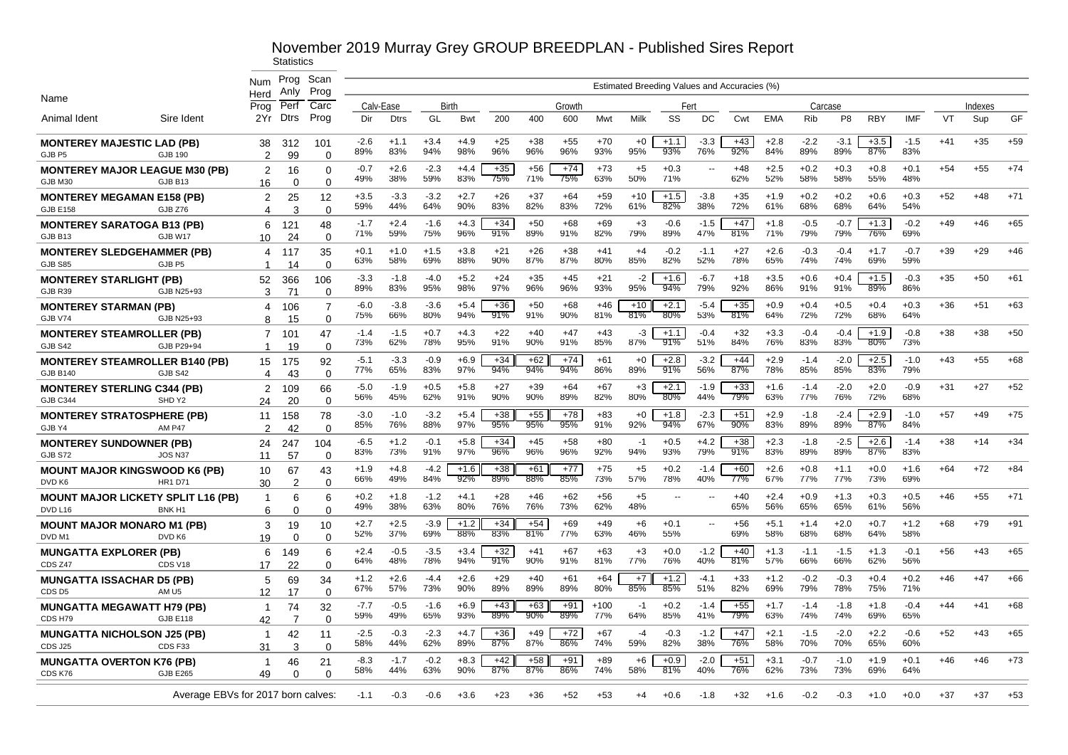# November 2019 Murray Grey GROUP BREEDPLAN - Published Sires Report

Statistics

| Name | | Num Herd Prog | Prog Anly Perf | Scan Prog Carc | Calv-Ease Dir | Calv-Ease Dtrs | Birth GL | Birth Bwt | Growth 200 | Growth 400 | Growth 600 | Growth Mwt | Milk | Fert SS | Fert DC | Carcase Cwt | Carcase EMA | Carcase Rib | Carcase P8 | Carcase RBY | Carcase IMF | Indexes VT | Indexes Sup | Indexes GF |
|---|---|---|---|---|---|---|---|---|---|---|---|---|---|---|---|---|---|---|---|---|---|---|---|---|
| Animal Ident | Sire Ident | 2Yr | Dtrs | Prog | | | | | | | | | | | | | | | | | | | | |
| **MONTEREY MAJESTIC LAD (PB)** | | 38 | 312 | 101 | -2.6 | +1.1 | +3.4 | +4.9 | +25 | +38 | +55 | +70 | +0 | +1.1 | -3.3 | +43 | +2.8 | -2.2 | -3.1 | +3.5 | -1.5 | +41 | +35 | +59 |
| GJB P5 | GJB 190 | 2 | 99 | 0 | 89% | 83% | 94% | 98% | 96% | 96% | 96% | 93% | 95% | 93% | 76% | 92% | 84% | 89% | 89% | 87% | 83% | | | |
| **MONTEREY MAJOR LEAGUE M30 (PB)** | | 2 | 16 | 0 | -0.7 | +2.6 | -2.3 | +4.4 | +35 | +56 | +74 | +73 | +5 | +0.3 | -- | +48 | +2.5 | +0.2 | +0.3 | +0.8 | +0.1 | +54 | +55 | +74 |
| GJB M30 | GJB B13 | 16 | 0 | 0 | 49% | 38% | 59% | 83% | 75% | 71% | 75% | 63% | 50% | 71% | | 62% | 52% | 58% | 58% | 55% | 48% | | | |
| **MONTEREY MEGAMAN E158 (PB)** | | 2 | 25 | 12 | +3.5 | -3.3 | -3.2 | +2.7 | +26 | +37 | +64 | +59 | +10 | +1.5 | -3.8 | +35 | +1.9 | +0.2 | +0.2 | +0.6 | +0.3 | +52 | +48 | +71 |
| GJB E158 | GJB Z76 | 4 | 3 | 0 | 59% | 44% | 64% | 90% | 83% | 82% | 83% | 72% | 61% | 82% | 38% | 72% | 61% | 68% | 68% | 64% | 54% | | | |
| **MONTEREY SARATOGA B13 (PB)** | | 6 | 121 | 48 | -1.7 | +2.4 | -1.6 | +4.3 | +34 | +50 | +68 | +69 | +3 | -0.6 | -1.5 | +47 | +1.8 | -0.5 | -0.7 | +1.3 | -0.2 | +49 | +46 | +65 |
| GJB B13 | GJB W17 | 10 | 24 | 0 | 71% | 59% | 75% | 96% | 91% | 89% | 91% | 82% | 79% | 89% | 47% | 81% | 71% | 79% | 79% | 76% | 69% | | | |
| **MONTEREY SLEDGEHAMMER (PB)** | | 4 | 117 | 35 | +0.1 | +1.0 | +1.5 | +3.8 | +21 | +26 | +38 | +41 | +4 | -0.2 | -1.1 | +27 | +2.6 | -0.3 | -0.4 | +1.7 | -0.7 | +39 | +29 | +46 |
| GJB S85 | GJB P5 | 1 | 14 | 0 | 63% | 58% | 69% | 88% | 90% | 87% | 87% | 80% | 85% | 82% | 52% | 78% | 65% | 74% | 74% | 69% | 59% | | | |
| **MONTEREY STARLIGHT (PB)** | | 52 | 366 | 106 | -3.3 | -1.8 | -4.0 | +5.2 | +24 | +35 | +45 | +21 | -2 | +1.6 | -6.7 | +18 | +3.5 | +0.6 | +0.4 | +1.5 | -0.3 | +35 | +50 | +61 |
| GJB R39 | GJB N25+93 | 3 | 71 | 0 | 89% | 83% | 95% | 98% | 97% | 96% | 96% | 93% | 95% | 94% | 79% | 92% | 86% | 91% | 91% | 89% | 86% | | | |
| **MONTEREY STARMAN (PB)** | | 4 | 106 | 7 | -6.0 | -3.8 | -3.6 | +5.4 | +36 | +50 | +68 | +46 | +10 | +2.1 | -5.4 | +35 | +0.9 | +0.4 | +0.5 | +0.4 | +0.3 | +36 | +51 | +63 |
| GJB V74 | GJB N25+93 | 8 | 15 | 0 | 75% | 66% | 80% | 94% | 91% | 91% | 90% | 81% | 81% | 80% | 53% | 81% | 64% | 72% | 72% | 68% | 64% | | | |
| **MONTEREY STEAMROLLER (PB)** | | 7 | 101 | 47 | -1.4 | -1.5 | +0.7 | +4.3 | +22 | +40 | +47 | +43 | -3 | +1.1 | -0.4 | +32 | +3.3 | -0.4 | -0.4 | +1.9 | -0.8 | +38 | +38 | +50 |
| GJB S42 | GJB P29+94 | 1 | 19 | 0 | 73% | 62% | 78% | 95% | 91% | 90% | 91% | 85% | 87% | 91% | 51% | 84% | 76% | 83% | 83% | 80% | 73% | | | |
| **MONTEREY STEAMROLLER B140 (PB)** | | 15 | 175 | 92 | -5.1 | -3.3 | -0.9 | +6.9 | +34 | +62 | +74 | +61 | +0 | +2.8 | -3.2 | +44 | +2.9 | -1.4 | -2.0 | +2.5 | -1.0 | +43 | +55 | +68 |
| GJB B140 | GJB S42 | 4 | 43 | 0 | 77% | 65% | 83% | 97% | 94% | 94% | 94% | 86% | 89% | 91% | 56% | 87% | 78% | 85% | 85% | 83% | 79% | | | |
| **MONTEREY STERLING C344 (PB)** | | 2 | 109 | 66 | -5.0 | -1.9 | +0.5 | +5.8 | +27 | +39 | +64 | +67 | +3 | +2.1 | -1.9 | +33 | +1.6 | -1.4 | -2.0 | +2.0 | -0.9 | +31 | +27 | +52 |
| GJB C344 | SHD Y2 | 24 | 20 | 0 | 56% | 45% | 62% | 91% | 90% | 90% | 89% | 82% | 80% | 80% | 44% | 79% | 63% | 77% | 76% | 72% | 68% | | | |
| **MONTEREY STRATOSPHERE (PB)** | | 11 | 158 | 78 | -3.0 | -1.0 | -3.2 | +5.4 | +38 | +55 | +78 | +83 | +0 | +1.8 | -2.3 | +51 | +2.9 | -1.8 | -2.4 | +2.9 | -1.0 | +57 | +49 | +75 |
| GJB Y4 | AM P47 | 2 | 42 | 0 | 85% | 76% | 88% | 97% | 95% | 95% | 95% | 91% | 92% | 94% | 67% | 90% | 83% | 89% | 89% | 87% | 84% | | | |
| **MONTEREY SUNDOWNER (PB)** | | 24 | 247 | 104 | -6.5 | +1.2 | -0.1 | +5.8 | +34 | +45 | +58 | +80 | -1 | +0.5 | +4.2 | +38 | +2.3 | -1.8 | -2.5 | +2.6 | -1.4 | +38 | +14 | +34 |
| GJB S72 | JOS N37 | 11 | 57 | 0 | 83% | 73% | 91% | 97% | 96% | 96% | 96% | 92% | 94% | 93% | 79% | 91% | 83% | 89% | 89% | 87% | 83% | | | |
| **MOUNT MAJOR KINGSWOOD K6 (PB)** | | 10 | 67 | 43 | +1.9 | +4.8 | -4.2 | +1.6 | +38 | +61 | +77 | +75 | +5 | +0.2 | -1.4 | +60 | +2.6 | +0.8 | +1.1 | +0.0 | +1.6 | +64 | +72 | +84 |
| DVD K6 | HR1 D71 | 30 | 2 | 0 | 66% | 49% | 74% | 92% | 89% | 88% | 85% | 73% | 57% | 78% | 40% | 77% | 67% | 77% | 77% | 73% | 69% | | | |
| **MOUNT MAJOR LICKETY SPLIT L16 (PB)** | | 1 | 6 | 6 | +0.2 | +1.8 | -1.2 | +4.1 | +28 | +46 | +62 | +56 | +5 | -- | -- | +40 | +2.4 | +0.9 | +1.3 | +0.3 | +0.5 | +46 | +55 | +71 |
| DVD L16 | BNK H1 | 6 | 0 | 0 | 49% | 38% | 63% | 80% | 76% | 76% | 73% | 62% | 48% | | | 65% | 56% | 65% | 65% | 61% | 56% | | | |
| **MOUNT MAJOR MONARO M1 (PB)** | | 3 | 19 | 10 | +2.7 | +2.5 | -3.9 | +1.2 | +34 | +54 | +69 | +49 | +6 | +0.1 | -- | +56 | +5.1 | +1.4 | +2.0 | +0.7 | +1.2 | +68 | +79 | +91 |
| DVD M1 | DVD K6 | 19 | 0 | 0 | 52% | 37% | 69% | 88% | 83% | 81% | 77% | 63% | 46% | 55% | | 69% | 58% | 68% | 68% | 64% | 58% | | | |
| **MUNGATTA EXPLORER (PB)** | | 6 | 149 | 6 | +2.4 | -0.5 | -3.5 | +3.4 | +32 | +41 | +67 | +63 | +3 | +0.0 | -1.2 | +40 | +1.3 | -1.1 | -1.5 | +1.3 | -0.1 | +56 | +43 | +65 |
| CDS Z47 | CDS V18 | 17 | 22 | 0 | 64% | 48% | 78% | 94% | 91% | 90% | 91% | 81% | 77% | 76% | 40% | 81% | 57% | 66% | 66% | 62% | 56% | | | |
| **MUNGATTA ISSACHAR D5 (PB)** | | 5 | 69 | 34 | +1.2 | +2.6 | -4.4 | +2.6 | +29 | +40 | +61 | +64 | +7 | +1.2 | -4.1 | +33 | +1.2 | -0.2 | -0.3 | +0.4 | +0.2 | +46 | +47 | +66 |
| CDS D5 | AM U5 | 12 | 17 | 0 | 67% | 57% | 73% | 90% | 89% | 89% | 89% | 80% | 85% | 85% | 51% | 82% | 69% | 79% | 78% | 75% | 71% | | | |
| **MUNGATTA MEGAWATT H79 (PB)** | | 1 | 74 | 32 | -7.7 | -0.5 | -1.6 | +6.9 | +43 | +63 | +91 | +100 | -1 | +0.2 | -1.4 | +55 | +1.7 | -1.4 | -1.8 | +1.8 | -0.4 | +44 | +41 | +68 |
| CDS H79 | GJB E118 | 42 | 7 | 0 | 59% | 49% | 65% | 93% | 89% | 90% | 89% | 77% | 64% | 85% | 41% | 79% | 63% | 74% | 74% | 69% | 65% | | | |
| **MUNGATTA NICHOLSON J25 (PB)** | | 1 | 42 | 11 | -2.5 | -0.3 | -2.3 | +4.7 | +36 | +49 | +72 | +67 | -4 | -0.3 | -1.2 | +47 | +2.1 | -1.5 | -2.0 | +2.2 | -0.6 | +52 | +43 | +65 |
| CDS J25 | CDS F33 | 31 | 3 | 0 | 58% | 44% | 62% | 89% | 87% | 87% | 86% | 74% | 59% | 82% | 38% | 76% | 58% | 70% | 70% | 65% | 60% | | | |
| **MUNGATTA OVERTON K76 (PB)** | | 1 | 46 | 21 | -8.3 | -1.7 | -0.2 | +8.3 | +42 | +58 | +91 | +89 | +6 | +0.9 | -2.0 | +51 | +3.1 | -0.7 | -1.0 | +1.9 | +0.1 | +46 | +46 | +73 |
| CDS K76 | GJB E265 | 49 | 0 | 0 | 58% | 44% | 63% | 90% | 87% | 87% | 86% | 74% | 58% | 81% | 40% | 76% | 62% | 73% | 73% | 69% | 64% | | | |
| Average EBVs for 2017 born calves: | | | | | -1.1 | -0.3 | -0.6 | +3.6 | +23 | +36 | +52 | +53 | +4 | +0.6 | -1.8 | +32 | +1.6 | -0.2 | -0.3 | +1.0 | +0.0 | +37 | +37 | +53 |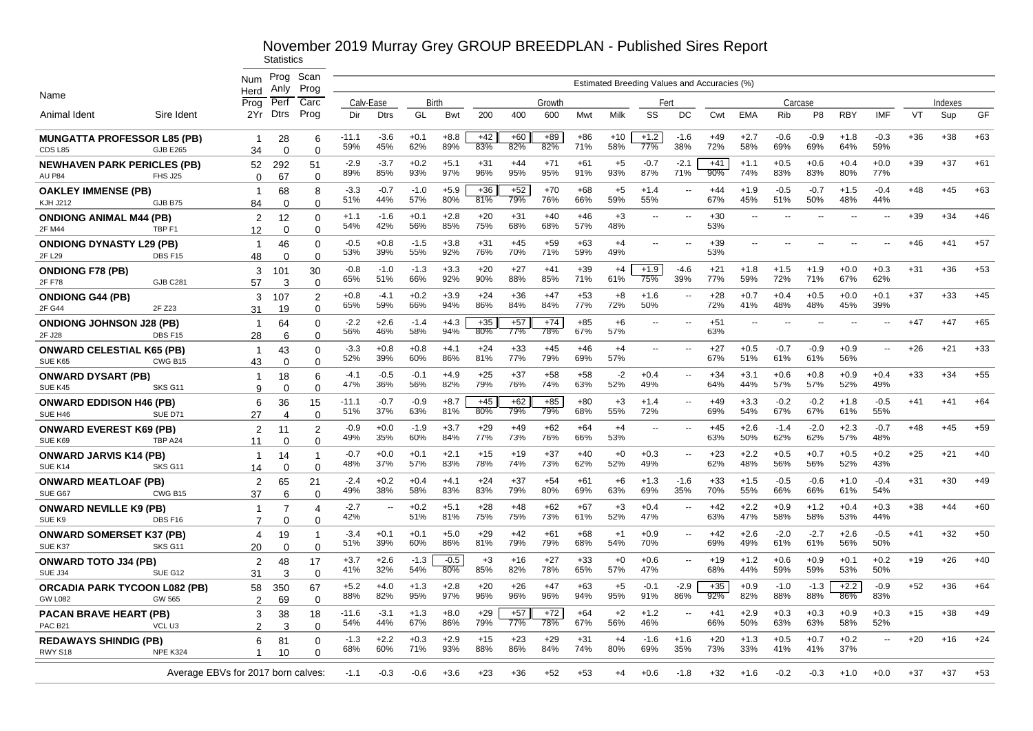# November 2019 Murray Grey GROUP BREEDPLAN - Published Sires Report

Statistics

Estimated Breeding Values and Accuracies (%)

| Name | | Num Herd | Prog Anly | Scan Prog | Calv-Ease | | Birth | | Growth | | | | | Fert | | Carcase | | | | | | Indexes | | |
|---|---|---|---|---|---|---|---|---|---|---|---|---|---|---|---|---|---|---|---|---|---|---|---|---|
| Animal Ident | Sire Ident | Prog 2Yr | Perf Dtrs | Carc Prog | Dir | Dtrs | GL | Bwt | 200 | 400 | 600 | Mwt | Milk | SS | DC | Cwt | EMA | Rib | P8 | RBY | IMF | VT | Sup | GF |
| **MUNGATTA PROFESSOR L85 (PB)** | | 1 | 28 | 6 | -11.1 | -3.6 | +0.1 | +8.8 | +42 | +60 | +89 | +86 | +10 | +1.2 | -1.6 | +49 | +2.7 | -0.6 | -0.9 | +1.8 | -0.3 | +36 | +38 | +63 |
| CDS L85 | GJB E265 | 34 | 0 | 0 | 59% | 45% | 62% | 89% | 83% | 82% | 82% | 71% | 58% | 77% | 38% | 72% | 58% | 69% | 69% | 64% | 59% | | | |
| **NEWHAVEN PARK PERICLES (PB)** | | 52 | 292 | 51 | -2.9 | -3.7 | +0.2 | +5.1 | +31 | +44 | +71 | +61 | +5 | -0.7 | -2.1 | +41 | +1.1 | +0.5 | +0.6 | +0.4 | +0.0 | +39 | +37 | +61 |
| AU P84 | FHS J25 | 0 | 67 | 0 | 89% | 85% | 93% | 97% | 96% | 95% | 95% | 91% | 93% | 87% | 71% | 90% | 74% | 83% | 83% | 80% | 77% | | | |
| **OAKLEY IMMENSE (PB)** | | 1 | 68 | 8 | -3.3 | -0.7 | -1.0 | +5.9 | +36 | +52 | +70 | +68 | +5 | +1.4 | -- | +44 | +1.9 | -0.5 | -0.7 | +1.5 | -0.4 | +48 | +45 | +63 |
| KJH J212 | GJB B75 | 84 | 0 | 0 | 51% | 44% | 57% | 80% | 81% | 79% | 76% | 66% | 59% | 55% | | 67% | 45% | 51% | 50% | 48% | 44% | | | |
| **ONDIONG ANIMAL M44 (PB)** | | 2 | 12 | 0 | +1.1 | -1.6 | +0.1 | +2.8 | +20 | +31 | +40 | +46 | +3 | -- | -- | +30 | -- | -- | -- | -- | -- | +39 | +34 | +46 |
| 2F M44 | TBP F1 | 12 | 0 | 0 | 54% | 42% | 56% | 85% | 75% | 68% | 68% | 57% | 48% | | | 53% | | | | | | | | |
| **ONDIONG DYNASTY L29 (PB)** | | 1 | 46 | 0 | -0.5 | +0.8 | -1.5 | +3.8 | +31 | +45 | +59 | +63 | +4 | -- | -- | +39 | -- | -- | -- | -- | -- | +46 | +41 | +57 |
| 2F L29 | DBS F15 | 48 | 0 | 0 | 53% | 39% | 55% | 92% | 76% | 70% | 71% | 59% | 49% | | | 53% | | | | | | | | |
| **ONDIONG F78 (PB)** | | 3 | 101 | 30 | -0.8 | -1.0 | -1.3 | +3.3 | +20 | +27 | +41 | +39 | +4 | +1.9 | -4.6 | +21 | +1.8 | +1.5 | +1.9 | +0.0 | +0.3 | +31 | +36 | +53 |
| 2F F78 | GJB C281 | 57 | 3 | 0 | 65% | 51% | 66% | 92% | 90% | 88% | 85% | 71% | 61% | 75% | 39% | 77% | 59% | 72% | 71% | 67% | 62% | | | |
| **ONDIONG G44 (PB)** | | 3 | 107 | 2 | +0.8 | -4.1 | +0.2 | +3.9 | +24 | +36 | +47 | +53 | +8 | +1.6 | -- | +28 | +0.7 | +0.4 | +0.5 | +0.0 | +0.1 | +37 | +33 | +45 |
| 2F G44 | 2F Z23 | 31 | 19 | 0 | 65% | 59% | 66% | 94% | 86% | 84% | 84% | 77% | 72% | 50% | | 72% | 41% | 48% | 48% | 45% | 39% | | | |
| **ONDIONG JOHNSON J28 (PB)** | | 1 | 64 | 0 | -2.2 | +2.6 | -1.4 | +4.3 | +35 | +57 | +74 | +85 | +6 | -- | -- | +51 | -- | -- | -- | -- | -- | +47 | +47 | +65 |
| 2F J28 | DBS F15 | 28 | 6 | 0 | 56% | 46% | 58% | 94% | 80% | 77% | 78% | 67% | 57% | | | 63% | | | | | | | | |
| **ONWARD CELESTIAL K65 (PB)** | | 1 | 43 | 0 | -3.3 | +0.8 | +0.8 | +4.1 | +24 | +33 | +45 | +46 | +4 | -- | -- | +27 | +0.5 | -0.7 | -0.9 | +0.9 | -- | +26 | +21 | +33 |
| SUE K65 | CWG B15 | 43 | 0 | 0 | 52% | 39% | 60% | 86% | 81% | 77% | 79% | 69% | 57% | | | 67% | 51% | 61% | 61% | 56% | | | | |
| **ONWARD DYSART (PB)** | | 1 | 18 | 6 | -4.1 | -0.5 | -0.1 | +4.9 | +25 | +37 | +58 | +58 | -2 | +0.4 | -- | +34 | +3.1 | +0.6 | +0.8 | +0.9 | +0.4 | +33 | +34 | +55 |
| SUE K45 | SKS G11 | 9 | 0 | 0 | 47% | 36% | 56% | 82% | 79% | 76% | 74% | 63% | 52% | 49% | | 64% | 44% | 57% | 57% | 52% | 49% | | | |
| **ONWARD EDDISON H46 (PB)** | | 6 | 36 | 15 | -11.1 | -0.7 | -0.9 | +8.7 | +45 | +62 | +85 | +80 | +3 | +1.4 | -- | +49 | +3.3 | -0.2 | -0.2 | +1.8 | -0.5 | +41 | +41 | +64 |
| SUE H46 | SUE D71 | 27 | 4 | 0 | 51% | 37% | 63% | 81% | 80% | 79% | 79% | 68% | 55% | 72% | | 69% | 54% | 67% | 67% | 61% | 55% | | | |
| **ONWARD EVEREST K69 (PB)** | | 2 | 11 | 2 | -0.9 | +0.0 | -1.9 | +3.7 | +29 | +49 | +62 | +64 | +4 | -- | -- | +45 | +2.6 | -1.4 | -2.0 | +2.3 | -0.7 | +48 | +45 | +59 |
| SUE K69 | TBP A24 | 11 | 0 | 0 | 49% | 35% | 60% | 84% | 77% | 73% | 76% | 66% | 53% | | | 63% | 50% | 62% | 62% | 57% | 48% | | | |
| **ONWARD JARVIS K14 (PB)** | | 1 | 14 | 1 | -0.7 | +0.0 | +0.1 | +2.1 | +15 | +19 | +37 | +40 | +0 | +0.3 | -- | +23 | +2.2 | +0.5 | +0.7 | +0.5 | +0.2 | +25 | +21 | +40 |
| SUE K14 | SKS G11 | 14 | 0 | 0 | 48% | 37% | 57% | 83% | 78% | 74% | 73% | 62% | 52% | 49% | | 62% | 48% | 56% | 56% | 52% | 43% | | | |
| **ONWARD MEATLOAF (PB)** | | 2 | 65 | 21 | -2.4 | +0.2 | +0.4 | +4.1 | +24 | +37 | +54 | +61 | +6 | +1.3 | -1.6 | +33 | +1.5 | -0.5 | -0.6 | +1.0 | -0.4 | +31 | +30 | +49 |
| SUE G67 | CWG B15 | 37 | 6 | 0 | 49% | 38% | 58% | 83% | 83% | 79% | 80% | 69% | 63% | 69% | 35% | 70% | 55% | 66% | 66% | 61% | 54% | | | |
| **ONWARD NEVILLE K9 (PB)** | | 1 | 7 | 4 | -2.7 | -- | +0.2 | +5.1 | +28 | +48 | +62 | +67 | +3 | +0.4 | -- | +42 | +2.2 | +0.9 | +1.2 | +0.4 | +0.3 | +38 | +44 | +60 |
| SUE K9 | DBS F16 | 7 | 0 | 0 | 42% | | 51% | 81% | 75% | 75% | 73% | 61% | 52% | 47% | | 63% | 47% | 58% | 58% | 53% | 44% | | | |
| **ONWARD SOMERSET K37 (PB)** | | 4 | 19 | 1 | -3.4 | +0.1 | +0.1 | +5.0 | +29 | +42 | +61 | +68 | +1 | +0.9 | -- | +42 | +2.6 | -2.0 | -2.7 | +2.6 | -0.5 | +41 | +32 | +50 |
| SUE K37 | SKS G11 | 20 | 0 | 0 | 51% | 39% | 60% | 86% | 81% | 79% | 79% | 68% | 54% | 70% | | 69% | 49% | 61% | 61% | 56% | 50% | | | |
| **ONWARD TOTO J34 (PB)** | | 2 | 48 | 17 | +3.7 | +2.6 | -1.3 | -0.5 | +3 | +16 | +27 | +33 | +0 | +0.6 | -- | +19 | +1.2 | +0.6 | +0.9 | +0.1 | +0.2 | +19 | +26 | +40 |
| SUE J34 | SUE G12 | 31 | 3 | 0 | 41% | 32% | 54% | 80% | 85% | 82% | 78% | 65% | 57% | 47% | | 68% | 44% | 59% | 59% | 53% | 50% | | | |
| **ORCADIA PARK TYCOON L082 (PB)** | | 58 | 350 | 67 | +5.2 | +4.0 | +1.3 | +2.8 | +20 | +26 | +47 | +63 | +5 | -0.1 | -2.9 | +35 | +0.9 | -1.0 | -1.3 | +2.2 | -0.9 | +52 | +36 | +64 |
| GW L082 | GW 565 | 2 | 69 | 0 | 88% | 82% | 95% | 97% | 96% | 96% | 96% | 94% | 95% | 91% | 86% | 92% | 82% | 88% | 88% | 86% | 83% | | | |
| **PACAN BRAVE HEART (PB)** | | 3 | 38 | 18 | -11.6 | -3.1 | +1.3 | +8.0 | +29 | +57 | +72 | +64 | +2 | +1.2 | -- | +41 | +2.9 | +0.3 | +0.3 | +0.9 | +0.3 | +15 | +38 | +49 |
| PAC B21 | VCL U3 | 2 | 3 | 0 | 54% | 44% | 67% | 86% | 79% | 77% | 78% | 67% | 56% | 46% | | 66% | 50% | 63% | 63% | 58% | 52% | | | |
| **REDAWAYS SHINDIG (PB)** | | 6 | 81 | 0 | -1.3 | +2.2 | +0.3 | +2.9 | +15 | +23 | +29 | +31 | +4 | -1.6 | +1.6 | +20 | +1.3 | +0.5 | +0.7 | +0.2 | -- | +20 | +16 | +24 |
| RWY S18 | NPE K324 | 1 | 10 | 0 | 68% | 60% | 71% | 93% | 88% | 86% | 84% | 74% | 80% | 69% | 35% | 73% | 33% | 41% | 41% | 37% | | | | |
| Average EBVs for 2017 born calves: | | | | | -1.1 | -0.3 | -0.6 | +3.6 | +23 | +36 | +52 | +53 | +4 | +0.6 | -1.8 | +32 | +1.6 | -0.2 | -0.3 | +1.0 | +0.0 | +37 | +37 | +53 |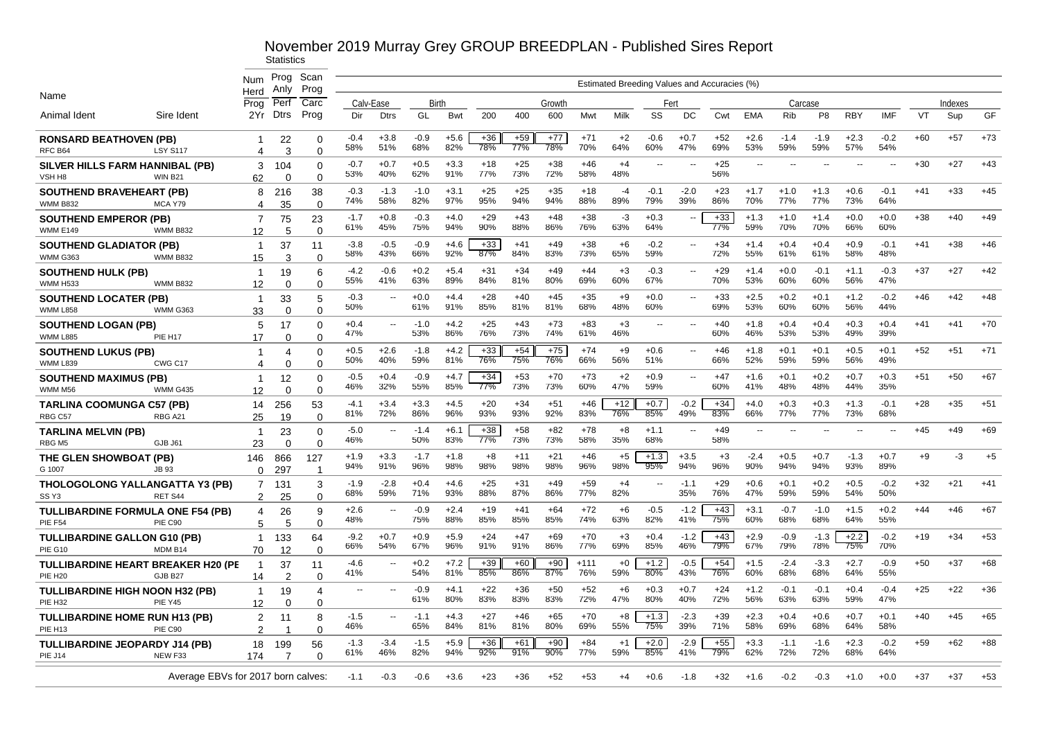# November 2019 Murray Grey GROUP BREEDPLAN - Published Sires Report

Statistics

Estimated Breeding Values and Accuracies (%)

| Name / Animal Ident | Sire Ident | Num Herd Prog 2Yr | Prog Anly Perf Dtrs | Scan Prog Carc Prog | Calv-Ease Dir | Calv-Ease Dtrs | Birth GL | Birth Bwt | Growth 200 | Growth 400 | Growth 600 | Growth Mwt | Milk | Fert SS | Fert DC | Carcase Cwt | Carcase EMA | Carcase Rib | Carcase P8 | Carcase RBY | Carcase IMF | Indexes VT | Indexes Sup | Indexes GF |
|---|---|---|---|---|---|---|---|---|---|---|---|---|---|---|---|---|---|---|---|---|---|---|---|---|
| **RONSARD BEATHOVEN (PB)** RFC B64 | LSY S117 | 1 / 4 | 22 / 3 | 0 / 0 | -0.4 58% | +3.8 51% | -0.9 68% | +5.6 82% | +36 78% | +59 77% | +77 78% | +71 70% | +2 64% | -0.6 60% | +0.7 47% | +52 69% | +2.6 53% | -1.4 59% | -1.9 59% | +2.3 57% | -0.2 54% | +60 | +57 | +73 |
| **SILVER HILLS FARM HANNIBAL (PB)** VSH H8 | WIN B21 | 3 / 62 | 104 / 0 | 0 / 0 | -0.7 53% | +0.7 40% | +0.5 62% | +3.3 91% | +18 77% | +25 73% | +38 72% | +46 58% | +4 48% | -- | -- | +25 56% | -- | -- | -- | -- | -- | +30 | +27 | +43 |
| **SOUTHEND BRAVEHEART (PB)** WMM B832 | MCA Y79 | 8 / 4 | 216 / 35 | 38 / 0 | -0.3 74% | -1.3 58% | -1.0 82% | +3.1 97% | +25 95% | +25 94% | +35 94% | +18 88% | -4 89% | -0.1 79% | -2.0 39% | +23 86% | +1.7 70% | +1.0 77% | +1.3 77% | +0.6 73% | -0.1 64% | +41 | +33 | +45 |
| **SOUTHEND EMPEROR (PB)** WMM E149 | WMM B832 | 7 / 12 | 75 / 5 | 23 / 0 | -1.7 61% | +0.8 45% | -0.3 75% | +4.0 94% | +29 90% | +43 88% | +48 86% | +38 76% | -3 63% | +0.3 64% | -- | +33 77% | +1.3 59% | +1.0 70% | +1.4 70% | +0.0 66% | +0.0 60% | +38 | +40 | +49 |
| **SOUTHEND GLADIATOR (PB)** WMM G363 | WMM B832 | 1 / 15 | 37 / 3 | 11 / 0 | -3.8 58% | -0.5 43% | -0.9 66% | +4.6 86% | +33 87% | +41 84% | +49 83% | +38 73% | +6 65% | -0.2 59% | -- | +34 72% | +1.4 55% | +0.4 61% | +0.4 61% | +0.9 58% | -0.1 48% | +41 | +38 | +46 |
| **SOUTHEND HULK (PB)** WMM H533 | WMM B832 | 1 / 12 | 19 / 0 | 6 / 0 | -4.2 55% | -0.6 41% | +0.2 63% | +5.4 89% | +31 84% | +34 81% | +49 80% | +44 69% | +3 60% | -0.3 67% | -- | +29 70% | +1.4 53% | +0.0 60% | -0.1 60% | +1.1 56% | -0.3 47% | +37 | +27 | +42 |
| **SOUTHEND LOCATER (PB)** WMM L858 | WMM G363 | 1 / 33 | 33 / 0 | 5 / 0 | -0.3 50% | -- | +0.0 61% | +4.4 91% | +28 85% | +40 81% | +45 81% | +35 68% | +9 48% | +0.0 60% | -- | +33 69% | +2.5 53% | +0.2 60% | +0.1 60% | +1.2 56% | -0.2 44% | +46 | +42 | +48 |
| **SOUTHEND LOGAN (PB)** WMM L885 | PIE H17 | 5 / 17 | 17 / 0 | 0 / 0 | +0.4 47% | -- | -1.0 53% | +4.2 86% | +25 76% | +43 73% | +73 74% | +83 61% | +3 46% | -- | -- | +40 60% | +1.8 46% | +0.4 53% | +0.4 53% | +0.3 49% | +0.4 39% | +41 | +41 | +70 |
| **SOUTHEND LUKUS (PB)** WMM L839 | CWG C17 | 1 / 4 | 4 / 0 | 0 / 0 | +0.5 50% | +2.6 40% | -1.8 59% | +4.2 81% | +33 76% | +54 75% | +75 76% | +74 66% | +9 56% | +0.6 51% | -- | +46 66% | +1.8 52% | +0.1 59% | +0.1 59% | +0.5 56% | +0.1 49% | +52 | +51 | +71 |
| **SOUTHEND MAXIMUS (PB)** WMM M56 | WMM G435 | 1 / 12 | 12 / 0 | 0 / 0 | -0.5 46% | +0.4 32% | -0.9 55% | +4.7 85% | +34 77% | +53 73% | +70 73% | +73 60% | +2 47% | +0.9 59% | -- | +47 60% | +1.6 41% | +0.1 48% | +0.2 48% | +0.7 44% | +0.3 35% | +51 | +50 | +67 |
| **TARLINA COOMUNGA C57 (PB)** RBG C57 | RBG A21 | 14 / 25 | 256 / 19 | 53 / 0 | -4.1 81% | +3.4 72% | +3.3 86% | +4.5 96% | +20 93% | +34 93% | +51 92% | +46 83% | +12 76% | +0.7 85% | -0.2 49% | +34 83% | +4.0 66% | +0.3 77% | +0.3 77% | +1.3 73% | -0.1 68% | +28 | +35 | +51 |
| **TARLINA MELVIN (PB)** RBG M5 | GJB J61 | 1 / 23 | 23 / 0 | 0 / 0 | -5.0 46% | -- | -1.4 50% | +6.1 83% | +38 77% | +58 73% | +82 73% | +78 58% | +8 35% | +1.1 68% | -- | +49 58% | -- | -- | -- | -- | -- | +45 | +49 | +69 |
| **THE GLEN SHOWBOAT (PB)** G 1007 | JB 93 | 146 / 0 | 866 / 297 | 127 / 1 | +1.9 94% | +3.3 91% | -1.7 96% | +1.8 98% | +8 98% | +11 98% | +21 98% | +46 96% | +5 98% | +1.3 95% | +3.5 94% | +3 96% | -2.4 90% | +0.5 94% | +0.7 94% | -1.3 93% | +0.7 89% | +9 | -3 | +5 |
| **THOLOGOLONG YALLANGATTA Y3 (PB)** SS Y3 | RET S44 | 7 / 2 | 131 / 25 | 3 / 0 | -1.9 68% | -2.8 59% | +0.4 71% | +4.6 93% | +25 88% | +31 87% | +49 86% | +59 77% | +4 82% | -- | -1.1 35% | +29 76% | +0.6 47% | +0.1 59% | +0.2 59% | +0.5 54% | -0.2 50% | +32 | +21 | +41 |
| **TULLIBARDINE FORMULA ONE F54 (PB)** PIE F54 | PIE C90 | 4 / 5 | 26 / 5 | 9 / 0 | +2.6 48% | -- | -0.9 75% | +2.4 88% | +19 85% | +41 85% | +64 85% | +72 74% | +6 63% | -0.5 82% | -1.2 41% | +43 75% | +3.1 60% | -0.7 68% | -1.0 68% | +1.5 64% | +0.2 55% | +44 | +46 | +67 |
| **TULLIBARDINE GALLON G10 (PB)** PIE G10 | MDM B14 | 1 / 70 | 133 / 12 | 64 / 0 | -9.2 66% | +0.7 54% | +0.9 67% | +5.9 96% | +24 91% | +47 91% | +69 86% | +70 77% | +3 69% | +0.4 85% | -1.2 46% | +43 79% | +2.9 67% | -0.9 79% | -1.3 78% | +2.2 75% | -0.2 70% | +19 | +34 | +53 |
| **TULLIBARDINE HEART BREAKER H20 (PE** PIE H20 | GJB B27 | 1 / 14 | 37 / 2 | 11 / 0 | -4.6 41% | -- | +0.2 54% | +7.2 81% | +39 85% | +60 86% | +90 87% | +111 76% | +0 59% | +1.2 80% | -0.5 43% | +54 76% | +1.5 60% | -2.4 68% | -3.3 68% | +2.7 64% | -0.9 55% | +50 | +37 | +68 |
| **TULLIBARDINE HIGH NOON H32 (PB)** PIE H32 | PIE Y45 | 1 / 12 | 19 / 0 | 4 / 0 | -- | -- | -0.9 61% | +4.1 80% | +22 83% | +36 83% | +50 83% | +52 72% | +6 47% | +0.3 80% | +0.7 40% | +24 72% | +1.2 56% | -0.1 63% | -0.1 63% | +0.4 59% | -0.4 47% | +25 | +22 | +36 |
| **TULLIBARDINE HOME RUN H13 (PB)** PIE H13 | PIE C90 | 2 / 2 | 11 / 1 | 8 / 0 | -1.5 46% | -- | -1.1 65% | +4.3 84% | +27 81% | +46 81% | +65 80% | +70 69% | +8 55% | +1.3 75% | -2.3 39% | +39 71% | +2.3 58% | +0.4 69% | +0.6 68% | +0.7 64% | +0.1 58% | +40 | +45 | +65 |
| **TULLIBARDINE JEOPARDY J14 (PB)** PIE J14 | NEW F33 | 18 / 174 | 199 / 7 | 56 / 0 | -1.3 61% | -3.4 46% | -1.5 82% | +5.9 94% | +36 92% | +61 91% | +90 90% | +84 77% | +1 59% | +2.0 85% | -2.9 41% | +55 79% | +3.3 62% | -1.1 72% | -1.6 72% | +2.3 68% | -0.2 64% | +59 | +62 | +88 |
| Average EBVs for 2017 born calves: | | | | | -1.1 | -0.3 | -0.6 | +3.6 | +23 | +36 | +52 | +53 | +4 | +0.6 | -1.8 | +32 | +1.6 | -0.2 | -0.3 | +1.0 | +0.0 | +37 | +37 | +53 |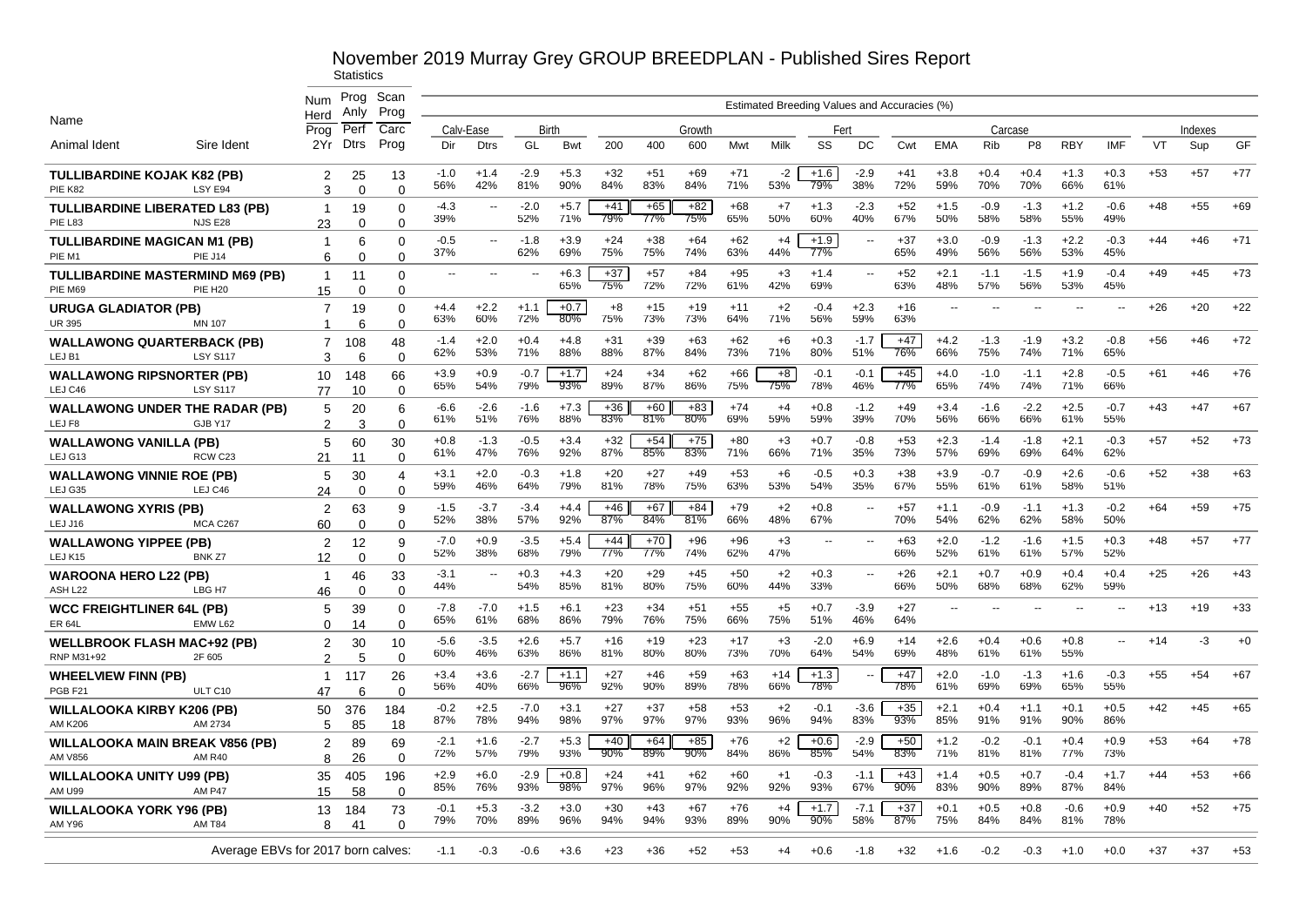# November 2019 Murray Grey GROUP BREEDPLAN - Published Sires Report

Statistics

Estimated Breeding Values and Accuracies (%)

| Name | | Num Herd Prog 2Yr | Prog Anly Perf Dtrs | Scan Prog Carc Prog | Calv-Ease Dir | Calv-Ease Dtrs | Birth GL | Birth Bwt | Growth 200 | Growth 400 | Growth 600 | Growth Mwt | Milk | Fert SS | Fert DC | Carcase Cwt | Carcase EMA | Carcase Rib | Carcase P8 | Carcase RBY | Carcase IMF | Indexes VT | Indexes Sup | Indexes GF |
|---|---|---|---|---|---|---|---|---|---|---|---|---|---|---|---|---|---|---|---|---|---|---|---|---|
| Animal Ident | Sire Ident | | | | | | | | | | | | | | | | | | | | | | | |
| **TULLIBARDINE KOJAK K82 (PB)** | | 2 | 25 | 13 | -1.0 | +1.4 | -2.9 | +5.3 | +32 | +51 | +69 | +71 | -2 | +1.6 | -2.9 | +41 | +3.8 | +0.4 | +0.4 | +1.3 | +0.3 | +53 | +57 | +77 |
| PIE K82 | LSY E94 | 3 | 0 | 0 | 56% | 42% | 81% | 90% | 84% | 83% | 84% | 71% | 53% | 79% | 38% | 72% | 59% | 70% | 70% | 66% | 61% | | | |
| **TULLIBARDINE LIBERATED L83 (PB)** | | 1 | 19 | 0 | -4.3 | -- | -2.0 | +5.7 | +41 | +65 | +82 | +68 | +7 | +1.3 | -2.3 | +52 | +1.5 | -0.9 | -1.3 | +1.2 | -0.6 | +48 | +55 | +69 |
| PIE L83 | NJS E28 | 23 | 0 | 0 | 39% | | 52% | 71% | 79% | 77% | 75% | 65% | 50% | 60% | 40% | 67% | 50% | 58% | 58% | 55% | 49% | | | |
| **TULLIBARDINE MAGICAN M1 (PB)** | | 1 | 6 | 0 | -0.5 | -- | -1.8 | +3.9 | +24 | +38 | +64 | +62 | +4 | +1.9 | -- | +37 | +3.0 | -0.9 | -1.3 | +2.2 | -0.3 | +44 | +46 | +71 |
| PIE M1 | PIE J14 | 6 | 0 | 0 | 37% | | 62% | 69% | 75% | 75% | 74% | 63% | 44% | 77% | | 65% | 49% | 56% | 56% | 53% | 45% | | | |
| **TULLIBARDINE MASTERMIND M69 (PB)** | | 1 | 11 | 0 | -- | -- | -- | +6.3 | +37 | +57 | +84 | +95 | +3 | +1.4 | -- | +52 | +2.1 | -1.1 | -1.5 | +1.9 | -0.4 | +49 | +45 | +73 |
| PIE M69 | PIE H20 | 15 | 0 | 0 | | | | 65% | 75% | 72% | 72% | 61% | 42% | 69% | | 63% | 48% | 57% | 56% | 53% | 45% | | | |
| **URUGA GLADIATOR (PB)** | | 7 | 19 | 0 | +4.4 | +2.2 | +1.1 | +0.7 | +8 | +15 | +19 | +11 | +2 | -0.4 | +2.3 | +16 | -- | -- | -- | -- | -- | +26 | +20 | +22 |
| UR 395 | MN 107 | 1 | 6 | 0 | 63% | 60% | 72% | 80% | 75% | 73% | 73% | 64% | 71% | 56% | 59% | 63% | | | | | | | | |
| **WALLAWONG QUARTERBACK (PB)** | | 7 | 108 | 48 | -1.4 | +2.0 | +0.4 | +4.8 | +31 | +39 | +63 | +62 | +6 | +0.3 | -1.7 | +47 | +4.2 | -1.3 | -1.9 | +3.2 | -0.8 | +56 | +46 | +72 |
| LEJ B1 | LSY S117 | 3 | 6 | 0 | 62% | 53% | 71% | 88% | 88% | 87% | 84% | 73% | 71% | 80% | 51% | 76% | 66% | 75% | 74% | 71% | 65% | | | |
| **WALLAWONG RIPSNORTER (PB)** | | 10 | 148 | 66 | +3.9 | +0.9 | -0.7 | +1.7 | +24 | +34 | +62 | +66 | +8 | -0.1 | -0.1 | +45 | +4.0 | -1.0 | -1.1 | +2.8 | -0.5 | +61 | +46 | +76 |
| LEJ C46 | LSY S117 | 77 | 10 | 0 | 65% | 54% | 79% | 93% | 89% | 87% | 86% | 75% | 75% | 78% | 46% | 77% | 65% | 74% | 74% | 71% | 66% | | | |
| **WALLAWONG UNDER THE RADAR (PB)** | | 5 | 20 | 6 | -6.6 | -2.6 | -1.6 | +7.3 | +36 | +60 | +83 | +74 | +4 | +0.8 | -1.2 | +49 | +3.4 | -1.6 | -2.2 | +2.5 | -0.7 | +43 | +47 | +67 |
| LEJ F8 | GJB Y17 | 2 | 3 | 0 | 61% | 51% | 76% | 88% | 83% | 81% | 80% | 69% | 59% | 59% | 39% | 70% | 56% | 66% | 66% | 61% | 55% | | | |
| **WALLAWONG VANILLA (PB)** | | 5 | 60 | 30 | +0.8 | -1.3 | -0.5 | +3.4 | +32 | +54 | +75 | +80 | +3 | +0.7 | -0.8 | +53 | +2.3 | -1.4 | -1.8 | +2.1 | -0.3 | +57 | +52 | +73 |
| LEJ G13 | RCW C23 | 21 | 11 | 0 | 61% | 47% | 76% | 92% | 87% | 85% | 83% | 71% | 66% | 71% | 35% | 73% | 57% | 69% | 69% | 64% | 62% | | | |
| **WALLAWONG VINNIE ROE (PB)** | | 5 | 30 | 4 | +3.1 | +2.0 | -0.3 | +1.8 | +20 | +27 | +49 | +53 | +6 | -0.5 | +0.3 | +38 | +3.9 | -0.7 | -0.9 | +2.6 | -0.6 | +52 | +38 | +63 |
| LEJ G35 | LEJ C46 | 24 | 0 | 0 | 59% | 46% | 64% | 79% | 81% | 78% | 75% | 63% | 53% | 54% | 35% | 67% | 55% | 61% | 61% | 58% | 51% | | | |
| **WALLAWONG XYRIS (PB)** | | 2 | 63 | 9 | -1.5 | -3.7 | -3.4 | +4.4 | +46 | +67 | +84 | +79 | +2 | +0.8 | -- | +57 | +1.1 | -0.9 | -1.1 | +1.3 | -0.2 | +64 | +59 | +75 |
| LEJ J16 | MCA C267 | 60 | 0 | 0 | 52% | 38% | 57% | 92% | 87% | 84% | 81% | 66% | 48% | 67% | | 70% | 54% | 62% | 62% | 58% | 50% | | | |
| **WALLAWONG YIPPEE (PB)** | | 2 | 12 | 9 | -7.0 | +0.9 | -3.5 | +5.4 | +44 | +70 | +96 | +96 | +3 | -- | -- | +63 | +2.0 | -1.2 | -1.6 | +1.5 | +0.3 | +48 | +57 | +77 |
| LEJ K15 | BNK Z7 | 12 | 0 | 0 | 52% | 38% | 68% | 79% | 77% | 77% | 74% | 62% | 47% | | | 66% | 52% | 61% | 61% | 57% | 52% | | | |
| **WAROONA HERO L22 (PB)** | | 1 | 46 | 33 | -3.1 | -- | +0.3 | +4.3 | +20 | +29 | +45 | +50 | +2 | +0.3 | -- | +26 | +2.1 | +0.7 | +0.9 | +0.4 | +0.4 | +25 | +26 | +43 |
| ASH L22 | LBG H7 | 46 | 0 | 0 | 44% | | 54% | 85% | 81% | 80% | 75% | 60% | 44% | 33% | | 66% | 50% | 68% | 68% | 62% | 59% | | | |
| **WCC FREIGHTLINER 64L (PB)** | | 5 | 39 | 0 | -7.8 | -7.0 | +1.5 | +6.1 | +23 | +34 | +51 | +55 | +5 | +0.7 | -3.9 | +27 | -- | -- | -- | -- | -- | +13 | +19 | +33 |
| ER 64L | EMW L62 | 0 | 14 | 0 | 65% | 61% | 68% | 86% | 79% | 76% | 75% | 66% | 75% | 51% | 46% | 64% | | | | | | | | |
| **WELLBROOK FLASH MAC+92 (PB)** | | 2 | 30 | 10 | -5.6 | -3.5 | +2.6 | +5.7 | +16 | +19 | +23 | +17 | +3 | -2.0 | +6.9 | +14 | +2.6 | +0.4 | +0.6 | +0.8 | -- | +14 | -3 | +0 |
| RNP M31+92 | 2F 605 | 2 | 5 | 0 | 60% | 46% | 63% | 86% | 81% | 80% | 80% | 73% | 70% | 64% | 54% | 69% | 48% | 61% | 61% | 55% | | | | |
| **WHEELVIEW FINN (PB)** | | 1 | 117 | 26 | +3.4 | +3.6 | -2.7 | +1.1 | +27 | +46 | +59 | +63 | +14 | +1.3 | -- | +47 | +2.0 | -1.0 | -1.3 | +1.6 | -0.3 | +55 | +54 | +67 |
| PGB F21 | ULT C10 | 47 | 6 | 0 | 56% | 40% | 66% | 96% | 92% | 90% | 89% | 78% | 66% | 78% | | 78% | 61% | 69% | 69% | 65% | 55% | | | |
| **WILLALOOKA KIRBY K206 (PB)** | | 50 | 376 | 184 | -0.2 | +2.5 | -7.0 | +3.1 | +27 | +37 | +58 | +53 | +2 | -0.1 | -3.6 | +35 | +2.1 | +0.4 | +1.1 | +0.1 | +0.5 | +42 | +45 | +65 |
| AM K206 | AM 2734 | 5 | 85 | 18 | 87% | 78% | 94% | 98% | 97% | 97% | 97% | 93% | 96% | 94% | 83% | 93% | 85% | 91% | 91% | 90% | 86% | | | |
| **WILLALOOKA MAIN BREAK V856 (PB)** | | 2 | 89 | 69 | -2.1 | +1.6 | -2.7 | +5.3 | +40 | +64 | +85 | +76 | +2 | +0.6 | -2.9 | +50 | +1.2 | -0.2 | -0.1 | +0.4 | +0.9 | +53 | +64 | +78 |
| AM V856 | AM R40 | 8 | 26 | 0 | 72% | 57% | 79% | 93% | 90% | 89% | 90% | 84% | 86% | 85% | 54% | 83% | 71% | 81% | 81% | 77% | 73% | | | |
| **WILLALOOKA UNITY U99 (PB)** | | 35 | 405 | 196 | +2.9 | +6.0 | -2.9 | +0.8 | +24 | +41 | +62 | +60 | +1 | -0.3 | -1.1 | +43 | +1.4 | +0.5 | +0.7 | -0.4 | +1.7 | +44 | +53 | +66 |
| AM U99 | AM P47 | 15 | 58 | 0 | 85% | 76% | 93% | 98% | 97% | 96% | 97% | 92% | 92% | 93% | 67% | 90% | 83% | 90% | 89% | 87% | 84% | | | |
| **WILLALOOKA YORK Y96 (PB)** | | 13 | 184 | 73 | -0.1 | +5.3 | -3.2 | +3.0 | +30 | +43 | +67 | +76 | +4 | +1.7 | -7.1 | +37 | +0.1 | +0.5 | +0.8 | -0.6 | +0.9 | +40 | +52 | +75 |
| AM Y96 | AM T84 | 8 | 41 | 0 | 79% | 70% | 89% | 96% | 94% | 94% | 93% | 89% | 90% | 90% | 58% | 87% | 75% | 84% | 84% | 81% | 78% | | | |
| | Average EBVs for 2017 born calves: | | | | -1.1 | -0.3 | -0.6 | +3.6 | +23 | +36 | +52 | +53 | +4 | +0.6 | -1.8 | +32 | +1.6 | -0.2 | -0.3 | +1.0 | +0.0 | +37 | +37 | +53 |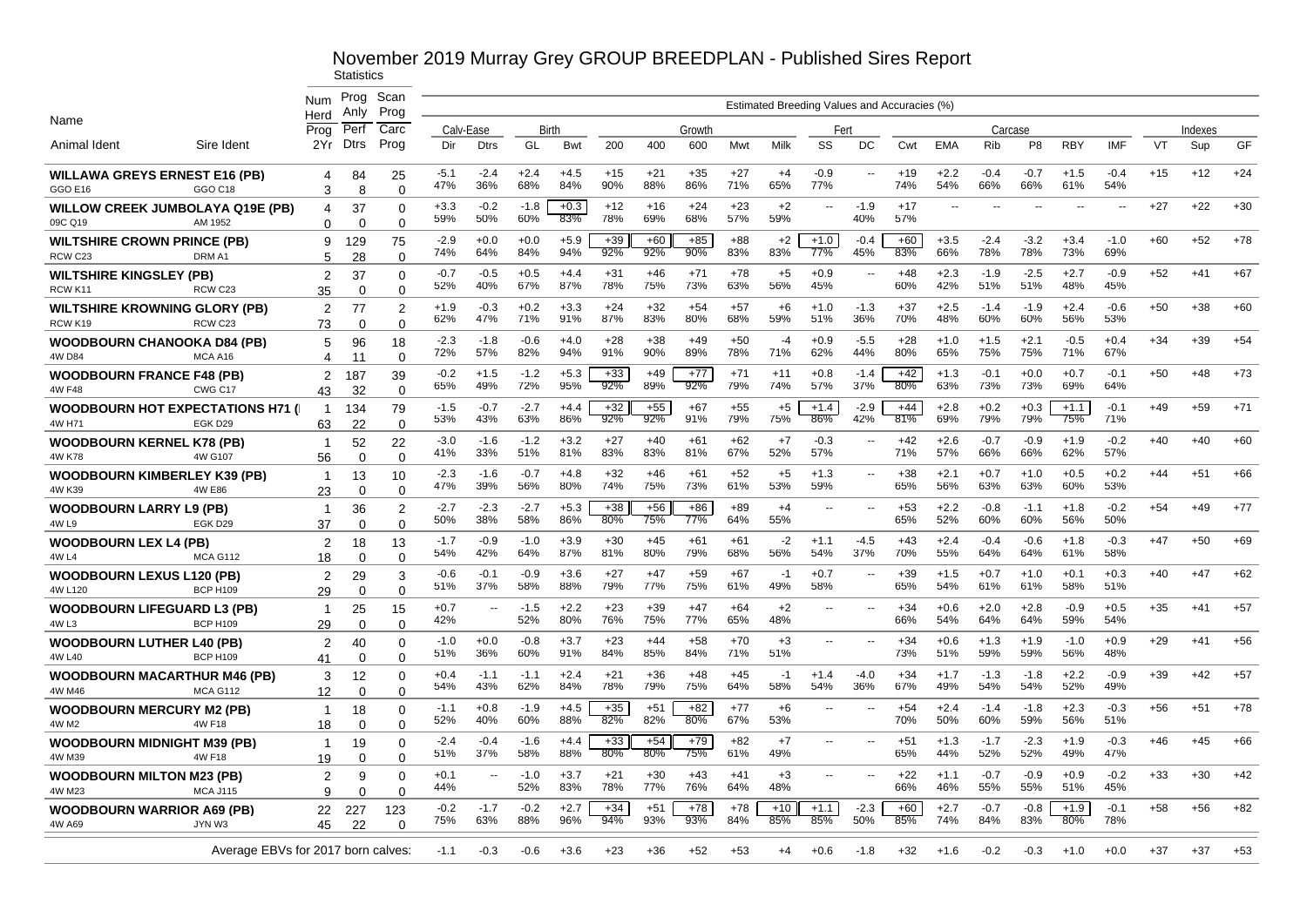# November 2019 Murray Grey GROUP BREEDPLAN - Published Sires Report

Statistics

| Name | | Num Herd | Prog Anly | Scan Prog | Estimated Breeding Values and Accuracies (%) | | | | | | | | | | | | | | | | | | | | | |
|---|---|---|---|---|---|---|---|---|---|---|---|---|---|---|---|---|---|---|---|---|---|---|---|---|---|---|
| | | Prog | Perf | Carc | Calv-Ease | | Birth | | Growth | | | | | Fert | | Carcase | | | | | | | Indexes | | |
| Animal Ident | Sire Ident | 2Yr | Dtrs | Prog | Dir | Dtrs | GL | Bwt | 200 | 400 | 600 | Mwt | Milk | SS | DC | Cwt | EMA | Rib | P8 | RBY | IMF | VT | Sup | GF |
| **WILLAWA GREYS ERNEST E16 (PB)** | | 4 | 84 | 25 | -5.1 | -2.4 | +2.4 | +4.5 | +15 | +21 | +35 | +27 | +4 | -0.9 | -- | +19 | +2.2 | -0.4 | -0.7 | +1.5 | -0.4 | +15 | +12 | +24 |
| GGO E16 | GGO C18 | 3 | 8 | 0 | 47% | 36% | 68% | 84% | 90% | 88% | 86% | 71% | 65% | 77% | | 74% | 54% | 66% | 66% | 61% | 54% | | | |
| **WILLOW CREEK JUMBOLAYA Q19E (PB)** | | 4 | 37 | 0 | +3.3 | -0.2 | -1.8 | +0.3 | +12 | +16 | +24 | +23 | +2 | -- | -1.9 | +17 | -- | -- | -- | -- | -- | +27 | +22 | +30 |
| 09C Q19 | AM 1952 | 0 | 0 | 0 | 59% | 50% | 60% | 83% | 78% | 69% | 68% | 57% | 59% | | 40% | 57% | | | | | | | | |
| **WILTSHIRE CROWN PRINCE (PB)** | | 9 | 129 | 75 | -2.9 | +0.0 | +0.0 | +5.9 | +39 | +60 | +85 | +88 | +2 | +1.0 | -0.4 | +60 | +3.5 | -2.4 | -3.2 | +3.4 | -1.0 | +60 | +52 | +78 |
| RCW C23 | DRM A1 | 5 | 28 | 0 | 74% | 64% | 84% | 94% | 92% | 92% | 90% | 83% | 83% | 77% | 45% | 83% | 66% | 78% | 78% | 73% | 69% | | | |
| **WILTSHIRE KINGSLEY (PB)** | | 2 | 37 | 0 | -0.7 | -0.5 | +0.5 | +4.4 | +31 | +46 | +71 | +78 | +5 | +0.9 | -- | +48 | +2.3 | -1.9 | -2.5 | +2.7 | -0.9 | +52 | +41 | +67 |
| RCW K11 | RCW C23 | 35 | 0 | 0 | 52% | 40% | 67% | 87% | 78% | 75% | 73% | 63% | 56% | 45% | | 60% | 42% | 51% | 51% | 48% | 45% | | | |
| **WILTSHIRE KROWNING GLORY (PB)** | | 2 | 77 | 2 | +1.9 | -0.3 | +0.2 | +3.3 | +24 | +32 | +54 | +57 | +6 | +1.0 | -1.3 | +37 | +2.5 | -1.4 | -1.9 | +2.4 | -0.6 | +50 | +38 | +60 |
| RCW K19 | RCW C23 | 73 | 0 | 0 | 62% | 47% | 71% | 91% | 87% | 83% | 80% | 68% | 59% | 51% | 36% | 70% | 48% | 60% | 60% | 56% | 53% | | | |
| **WOODBOURN CHANOOKA D84 (PB)** | | 5 | 96 | 18 | -2.3 | -1.8 | -0.6 | +4.0 | +28 | +38 | +49 | +50 | -4 | +0.9 | -5.5 | +28 | +1.0 | +1.5 | +2.1 | -0.5 | +0.4 | +34 | +39 | +54 |
| 4W D84 | MCA A16 | 4 | 11 | 0 | 72% | 57% | 82% | 94% | 91% | 90% | 89% | 78% | 71% | 62% | 44% | 80% | 65% | 75% | 75% | 71% | 67% | | | |
| **WOODBOURN FRANCE F48 (PB)** | | 2 | 187 | 39 | -0.2 | +1.5 | -1.2 | +5.3 | +33 | +49 | +77 | +71 | +11 | +0.8 | -1.4 | +42 | +1.3 | -0.1 | +0.0 | +0.7 | -0.1 | +50 | +48 | +73 |
| 4W F48 | CWG C17 | 43 | 32 | 0 | 65% | 49% | 72% | 95% | 92% | 89% | 92% | 79% | 74% | 57% | 37% | 80% | 63% | 73% | 73% | 69% | 64% | | | |
| **WOODBOURN HOT EXPECTATIONS H71 (** | | 1 | 134 | 79 | -1.5 | -0.7 | -2.7 | +4.4 | +32 | +55 | +67 | +55 | +5 | +1.4 | -2.9 | +44 | +2.8 | +0.2 | +0.3 | +1.1 | -0.1 | +49 | +59 | +71 |
| 4W H71 | EGK D29 | 63 | 22 | 0 | 53% | 43% | 63% | 86% | 92% | 92% | 91% | 79% | 75% | 86% | 42% | 81% | 69% | 79% | 79% | 75% | 71% | | | |
| **WOODBOURN KERNEL K78 (PB)** | | 1 | 52 | 22 | -3.0 | -1.6 | -1.2 | +3.2 | +27 | +40 | +61 | +62 | +7 | -0.3 | -- | +42 | +2.6 | -0.7 | -0.9 | +1.9 | -0.2 | +40 | +40 | +60 |
| 4W K78 | 4W G107 | 56 | 0 | 0 | 41% | 33% | 51% | 81% | 83% | 83% | 81% | 67% | 52% | 57% | | 71% | 57% | 66% | 66% | 62% | 57% | | | |
| **WOODBOURN KIMBERLEY K39 (PB)** | | 1 | 13 | 10 | -2.3 | -1.6 | -0.7 | +4.8 | +32 | +46 | +61 | +52 | +5 | +1.3 | -- | +38 | +2.1 | +0.7 | +1.0 | +0.5 | +0.2 | +44 | +51 | +66 |
| 4W K39 | 4W E86 | 23 | 0 | 0 | 47% | 39% | 56% | 80% | 74% | 75% | 73% | 61% | 53% | 59% | | 65% | 56% | 63% | 63% | 60% | 53% | | | |
| **WOODBOURN LARRY L9 (PB)** | | 1 | 36 | 2 | -2.7 | -2.3 | -2.7 | +5.3 | +38 | +56 | +86 | +89 | +4 | -- | -- | +53 | +2.2 | -0.8 | -1.1 | +1.8 | -0.2 | +54 | +49 | +77 |
| 4W L9 | EGK D29 | 37 | 0 | 0 | 50% | 38% | 58% | 86% | 80% | 75% | 77% | 64% | 55% | | | 65% | 52% | 60% | 60% | 56% | 50% | | | |
| **WOODBOURN LEX L4 (PB)** | | 2 | 18 | 13 | -1.7 | -0.9 | -1.0 | +3.9 | +30 | +45 | +61 | +61 | -2 | +1.1 | -4.5 | +43 | +2.4 | -0.4 | -0.6 | +1.8 | -0.3 | +47 | +50 | +69 |
| 4W L4 | MCA G112 | 18 | 0 | 0 | 54% | 42% | 64% | 87% | 81% | 80% | 79% | 68% | 56% | 54% | 37% | 70% | 55% | 64% | 64% | 61% | 58% | | | |
| **WOODBOURN LEXUS L120 (PB)** | | 2 | 29 | 3 | -0.6 | -0.1 | -0.9 | +3.6 | +27 | +47 | +59 | +67 | -1 | +0.7 | -- | +39 | +1.5 | +0.7 | +1.0 | +0.1 | +0.3 | +40 | +47 | +62 |
| 4W L120 | BCP H109 | 29 | 0 | 0 | 51% | 37% | 58% | 88% | 79% | 77% | 75% | 61% | 49% | 58% | | 65% | 54% | 61% | 61% | 58% | 51% | | | |
| **WOODBOURN LIFEGUARD L3 (PB)** | | 1 | 25 | 15 | +0.7 | -- | -1.5 | +2.2 | +23 | +39 | +47 | +64 | +2 | -- | -- | +34 | +0.6 | +2.0 | +2.8 | -0.9 | +0.5 | +35 | +41 | +57 |
| 4W L3 | BCP H109 | 29 | 0 | 0 | 42% | | 52% | 80% | 76% | 75% | 77% | 65% | 48% | | | 66% | 54% | 64% | 64% | 59% | 54% | | | |
| **WOODBOURN LUTHER L40 (PB)** | | 2 | 40 | 0 | -1.0 | +0.0 | -0.8 | +3.7 | +23 | +44 | +58 | +70 | +3 | -- | -- | +34 | +0.6 | +1.3 | +1.9 | -1.0 | +0.9 | +29 | +41 | +56 |
| 4W L40 | BCP H109 | 41 | 0 | 0 | 51% | 36% | 60% | 91% | 84% | 85% | 84% | 71% | 51% | | | 73% | 51% | 59% | 59% | 56% | 48% | | | |
| **WOODBOURN MACARTHUR M46 (PB)** | | 3 | 12 | 0 | +0.4 | -1.1 | -1.1 | +2.4 | +21 | +36 | +48 | +45 | -1 | +1.4 | -4.0 | +34 | +1.7 | -1.3 | -1.8 | +2.2 | -0.9 | +39 | +42 | +57 |
| 4W M46 | MCA G112 | 12 | 0 | 0 | 54% | 43% | 62% | 84% | 78% | 79% | 75% | 64% | 58% | 54% | 36% | 67% | 49% | 54% | 54% | 52% | 49% | | | |
| **WOODBOURN MERCURY M2 (PB)** | | 1 | 18 | 0 | -1.1 | +0.8 | -1.9 | +4.5 | +35 | +51 | +82 | +77 | +6 | -- | -- | +54 | +2.4 | -1.4 | -1.8 | +2.3 | -0.3 | +56 | +51 | +78 |
| 4W M2 | 4W F18 | 18 | 0 | 0 | 52% | 40% | 60% | 88% | 82% | 82% | 80% | 67% | 53% | | | 70% | 50% | 60% | 59% | 56% | 51% | | | |
| **WOODBOURN MIDNIGHT M39 (PB)** | | 1 | 19 | 0 | -2.4 | -0.4 | -1.6 | +4.4 | +33 | +54 | +79 | +82 | +7 | -- | -- | +51 | +1.3 | -1.7 | -2.3 | +1.9 | -0.3 | +46 | +45 | +66 |
| 4W M39 | 4W F18 | 19 | 0 | 0 | 51% | 37% | 58% | 88% | 80% | 80% | 75% | 61% | 49% | | | 65% | 44% | 52% | 52% | 49% | 47% | | | |
| **WOODBOURN MILTON M23 (PB)** | | 2 | 9 | 0 | +0.1 | -- | -1.0 | +3.7 | +21 | +30 | +43 | +41 | +3 | -- | -- | +22 | +1.1 | -0.7 | -0.9 | +0.9 | -0.2 | +33 | +30 | +42 |
| 4W M23 | MCA J115 | 9 | 0 | 0 | 44% | | 52% | 83% | 78% | 77% | 76% | 64% | 48% | | | 66% | 46% | 55% | 55% | 51% | 45% | | | |
| **WOODBOURN WARRIOR A69 (PB)** | | 22 | 227 | 123 | -0.2 | -1.7 | -0.2 | +2.7 | +34 | +51 | +78 | +78 | +10 | +1.1 | -2.3 | +60 | +2.7 | -0.7 | -0.8 | +1.9 | -0.1 | +58 | +56 | +82 |
| 4W A69 | JYN W3 | 45 | 22 | 0 | 75% | 63% | 88% | 96% | 94% | 93% | 93% | 84% | 85% | 85% | 50% | 85% | 74% | 84% | 83% | 80% | 78% | | | |
| Average EBVs for 2017 born calves: | | | | | -1.1 | -0.3 | -0.6 | +3.6 | +23 | +36 | +52 | +53 | +4 | +0.6 | -1.8 | +32 | +1.6 | -0.2 | -0.3 | +1.0 | +0.0 | +37 | +37 | +53 |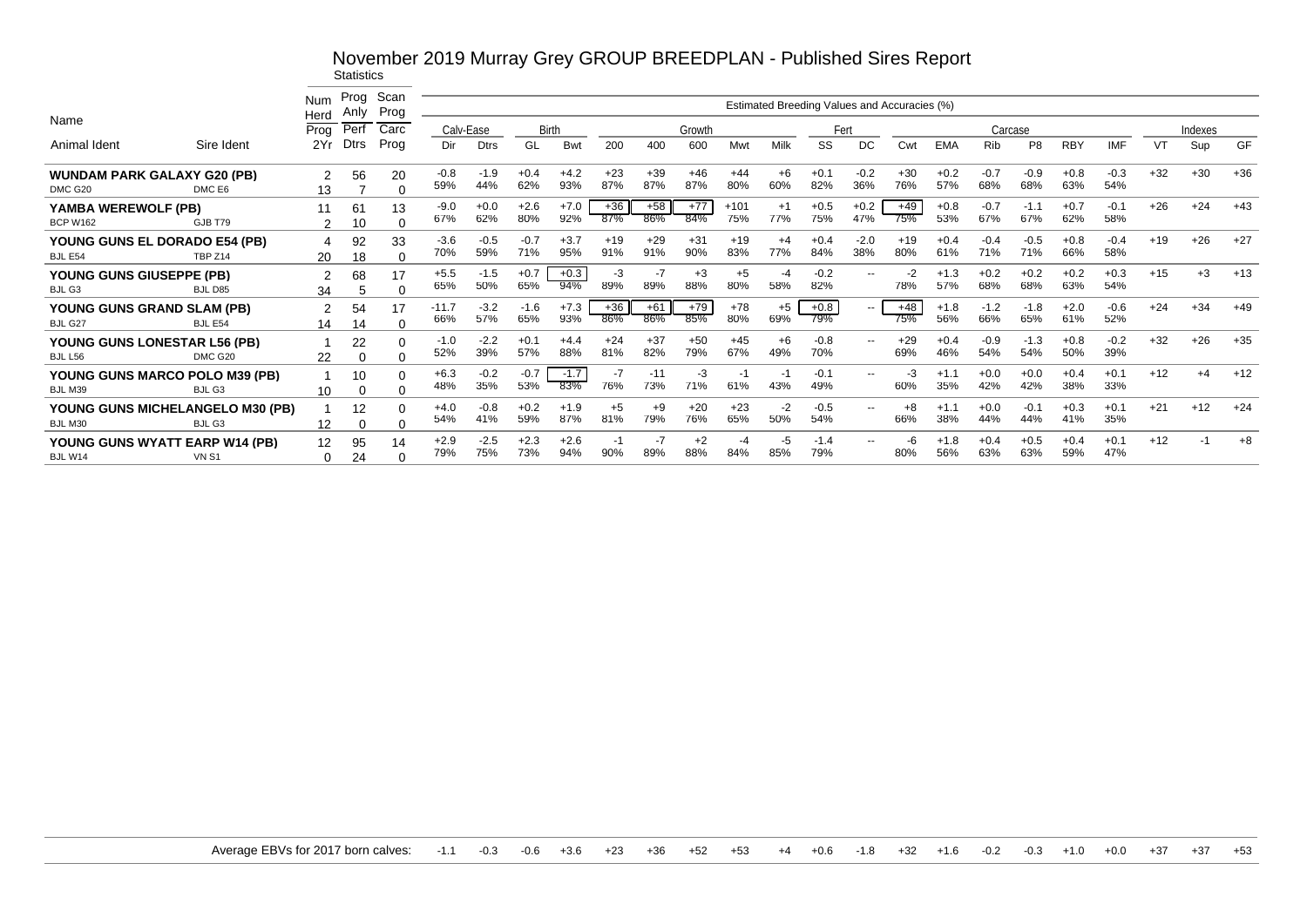# November 2019 Murray Grey GROUP BREEDPLAN - Published Sires Report

| Name | | Statistics | | | Estimated Breeding Values and Accuracies (%) | | | | | | | | | | | | | | | | | | | | |
|---|---|---|---|---|---|---|---|---|---|---|---|---|---|---|---|---|---|---|---|---|---|---|---|---|---|
| | | Num Herd | Prog Anly | Scan Prog | Calv-Ease | | Birth | | Growth | | | | | Fert | | Carcase | | | | | | | Indexes | | |
| | | Prog | Perf | Carc | | | | | | | | | | | | | | | | | | | | | |
| Animal Ident | Sire Ident | 2Yr | Dtrs | Prog | Dir | Dtrs | GL | Bwt | 200 | 400 | 600 | Mwt | Milk | SS | DC | Cwt | EMA | Rib | P8 | RBY | IMF | VT | Sup | GF |
| **WUNDAM PARK GALAXY G20 (PB)** | | 2 | 56 | 20 | -0.8 | -1.9 | +0.4 | +4.2 | +23 | +39 | +46 | +44 | +6 | +0.1 | -0.2 | +30 | +0.2 | -0.7 | -0.9 | +0.8 | -0.3 | +32 | +30 | +36 |
| DMC G20 | DMC E6 | 13 | 7 | 0 | 59% | 44% | 62% | 93% | 87% | 87% | 87% | 80% | 60% | 82% | 36% | 76% | 57% | 68% | 68% | 63% | 54% | | | |
| **YAMBA WEREWOLF (PB)** | | 11 | 61 | 13 | -9.0 | +0.0 | +2.6 | +7.0 | +36 | +58 | +77 | +101 | +1 | +0.5 | +0.2 | +49 | +0.8 | -0.7 | -1.1 | +0.7 | -0.1 | +26 | +24 | +43 |
| BCP W162 | GJB T79 | 2 | 10 | 0 | 67% | 62% | 80% | 92% | 87% | 86% | 84% | 75% | 77% | 75% | 47% | 75% | 53% | 67% | 67% | 62% | 58% | | | |
| **YOUNG GUNS EL DORADO E54 (PB)** | | 4 | 92 | 33 | -3.6 | -0.5 | -0.7 | +3.7 | +19 | +29 | +31 | +19 | +4 | +0.4 | -2.0 | +19 | +0.4 | -0.4 | -0.5 | +0.8 | -0.4 | +19 | +26 | +27 |
| BJL E54 | TBP Z14 | 20 | 18 | 0 | 70% | 59% | 71% | 95% | 91% | 91% | 90% | 83% | 77% | 84% | 38% | 80% | 61% | 71% | 71% | 66% | 58% | | | |
| **YOUNG GUNS GIUSEPPE (PB)** | | 2 | 68 | 17 | +5.5 | -1.5 | +0.7 | +0.3 | -3 | -7 | +3 | +5 | -4 | -0.2 | -- | -2 | +1.3 | +0.2 | +0.2 | +0.2 | +0.3 | +15 | +3 | +13 |
| BJL G3 | BJL D85 | 34 | 5 | 0 | 65% | 50% | 65% | 94% | 89% | 89% | 88% | 80% | 58% | 82% | | 78% | 57% | 68% | 68% | 63% | 54% | | | |
| **YOUNG GUNS GRAND SLAM (PB)** | | 2 | 54 | 17 | -11.7 | -3.2 | -1.6 | +7.3 | +36 | +61 | +79 | +78 | +5 | +0.8 | -- | +48 | +1.8 | -1.2 | -1.8 | +2.0 | -0.6 | +24 | +34 | +49 |
| BJL G27 | BJL E54 | 14 | 14 | 0 | 66% | 57% | 65% | 93% | 86% | 86% | 85% | 80% | 69% | 79% | | 75% | 56% | 66% | 65% | 61% | 52% | | | |
| **YOUNG GUNS LONESTAR L56 (PB)** | | 1 | 22 | 0 | -1.0 | -2.2 | +0.1 | +4.4 | +24 | +37 | +50 | +45 | +6 | -0.8 | -- | +29 | +0.4 | -0.9 | -1.3 | +0.8 | -0.2 | +32 | +26 | +35 |
| BJL L56 | DMC G20 | 22 | 0 | 0 | 52% | 39% | 57% | 88% | 81% | 82% | 79% | 67% | 49% | 70% | | 69% | 46% | 54% | 54% | 50% | 39% | | | |
| **YOUNG GUNS MARCO POLO M39 (PB)** | | 1 | 10 | 0 | +6.3 | -0.2 | -0.7 | -1.7 | -7 | -11 | -3 | -1 | -1 | -0.1 | -- | -3 | +1.1 | +0.0 | +0.0 | +0.4 | +0.1 | +12 | +4 | +12 |
| BJL M39 | BJL G3 | 10 | 0 | 0 | 48% | 35% | 53% | 83% | 76% | 73% | 71% | 61% | 43% | 49% | | 60% | 35% | 42% | 42% | 38% | 33% | | | |
| **YOUNG GUNS MICHELANGELO M30 (PB)** | | 1 | 12 | 0 | +4.0 | -0.8 | +0.2 | +1.9 | +5 | +9 | +20 | +23 | -2 | -0.5 | -- | +8 | +1.1 | +0.0 | -0.1 | +0.3 | +0.1 | +21 | +12 | +24 |
| BJL M30 | BJL G3 | 12 | 0 | 0 | 54% | 41% | 59% | 87% | 81% | 79% | 76% | 65% | 50% | 54% | | 66% | 38% | 44% | 44% | 41% | 35% | | | |
| **YOUNG GUNS WYATT EARP W14 (PB)** | | 12 | 95 | 14 | +2.9 | -2.5 | +2.3 | +2.6 | -1 | -7 | +2 | -4 | -5 | -1.4 | -- | -6 | +1.8 | +0.4 | +0.5 | +0.4 | +0.1 | +12 | -1 | +8 |
| BJL W14 | VN S1 | 0 | 24 | 0 | 79% | 75% | 73% | 94% | 90% | 89% | 88% | 84% | 85% | 79% | | 80% | 56% | 63% | 63% | 59% | 47% | | | |
| Average EBVs for 2017 born calves: | | | | | -1.1 | -0.3 | -0.6 | +3.6 | +23 | +36 | +52 | +53 | +4 | +0.6 | -1.8 | +32 | +1.6 | -0.2 | -0.3 | +1.0 | +0.0 | +37 | +37 | +53 |